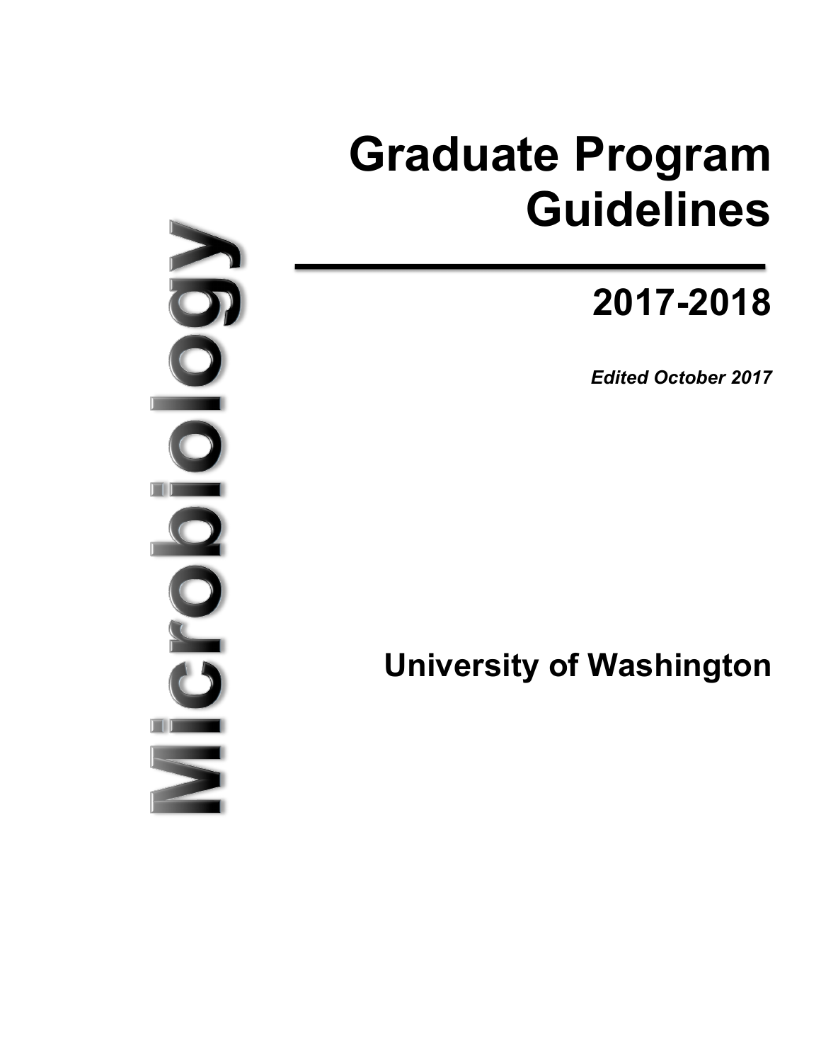Microbiology

# Graduate Program Guidelines

## 2017-2018

***Edited October 2017***

## University of Washington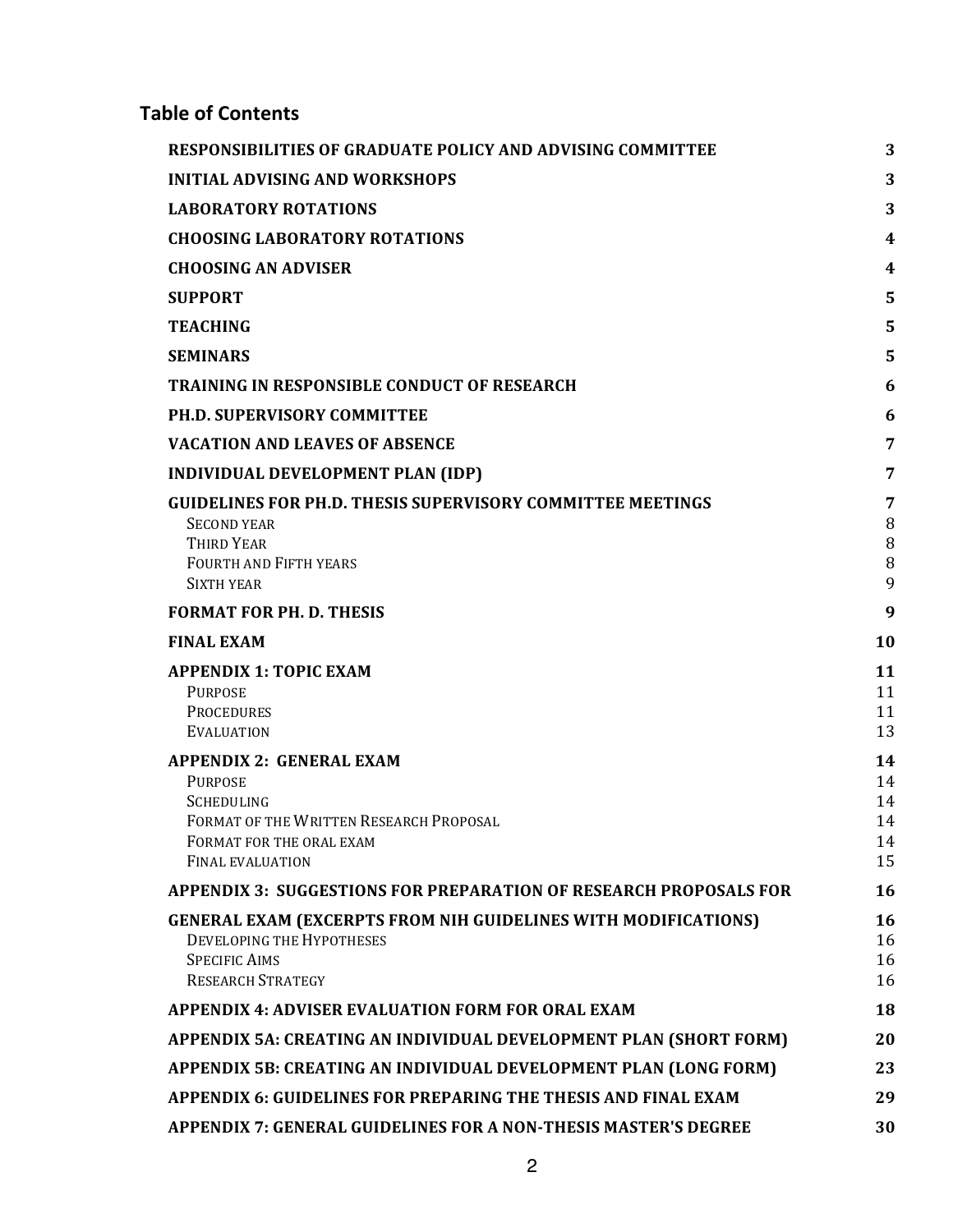## Table of Contents

| | |
|---|---|
| **RESPONSIBILITIES OF GRADUATE POLICY AND ADVISING COMMITTEE** | **3** |
| **INITIAL ADVISING AND WORKSHOPS** | **3** |
| **LABORATORY ROTATIONS** | **3** |
| **CHOOSING LABORATORY ROTATIONS** | **4** |
| **CHOOSING AN ADVISER** | **4** |
| **SUPPORT** | **5** |
| **TEACHING** | **5** |
| **SEMINARS** | **5** |
| **TRAINING IN RESPONSIBLE CONDUCT OF RESEARCH** | **6** |
| **PH.D. SUPERVISORY COMMITTEE** | **6** |
| **VACATION AND LEAVES OF ABSENCE** | **7** |
| **INDIVIDUAL DEVELOPMENT PLAN (IDP)** | **7** |
| **GUIDELINES FOR PH.D. THESIS SUPERVISORY COMMITTEE MEETINGS** | **7** |
| SECOND YEAR | 8 |
| THIRD YEAR | 8 |
| FOURTH AND FIFTH YEARS | 8 |
| SIXTH YEAR | 9 |
| **FORMAT FOR PH. D. THESIS** | **9** |
| **FINAL EXAM** | **10** |
| **APPENDIX 1: TOPIC EXAM** | **11** |
| PURPOSE | 11 |
| PROCEDURES | 11 |
| EVALUATION | 13 |
| **APPENDIX 2: GENERAL EXAM** | **14** |
| PURPOSE | 14 |
| SCHEDULING | 14 |
| FORMAT OF THE WRITTEN RESEARCH PROPOSAL | 14 |
| FORMAT FOR THE ORAL EXAM | 14 |
| FINAL EVALUATION | 15 |
| **APPENDIX 3: SUGGESTIONS FOR PREPARATION OF RESEARCH PROPOSALS FOR** | **16** |
| **GENERAL EXAM (EXCERPTS FROM NIH GUIDELINES WITH MODIFICATIONS)** | **16** |
| DEVELOPING THE HYPOTHESES | 16 |
| SPECIFIC AIMS | 16 |
| RESEARCH STRATEGY | 16 |
| **APPENDIX 4: ADVISER EVALUATION FORM FOR ORAL EXAM** | **18** |
| **APPENDIX 5A: CREATING AN INDIVIDUAL DEVELOPMENT PLAN (SHORT FORM)** | **20** |
| **APPENDIX 5B: CREATING AN INDIVIDUAL DEVELOPMENT PLAN (LONG FORM)** | **23** |
| **APPENDIX 6: GUIDELINES FOR PREPARING THE THESIS AND FINAL EXAM** | **29** |
| **APPENDIX 7: GENERAL GUIDELINES FOR A NON-THESIS MASTER'S DEGREE** | **30** |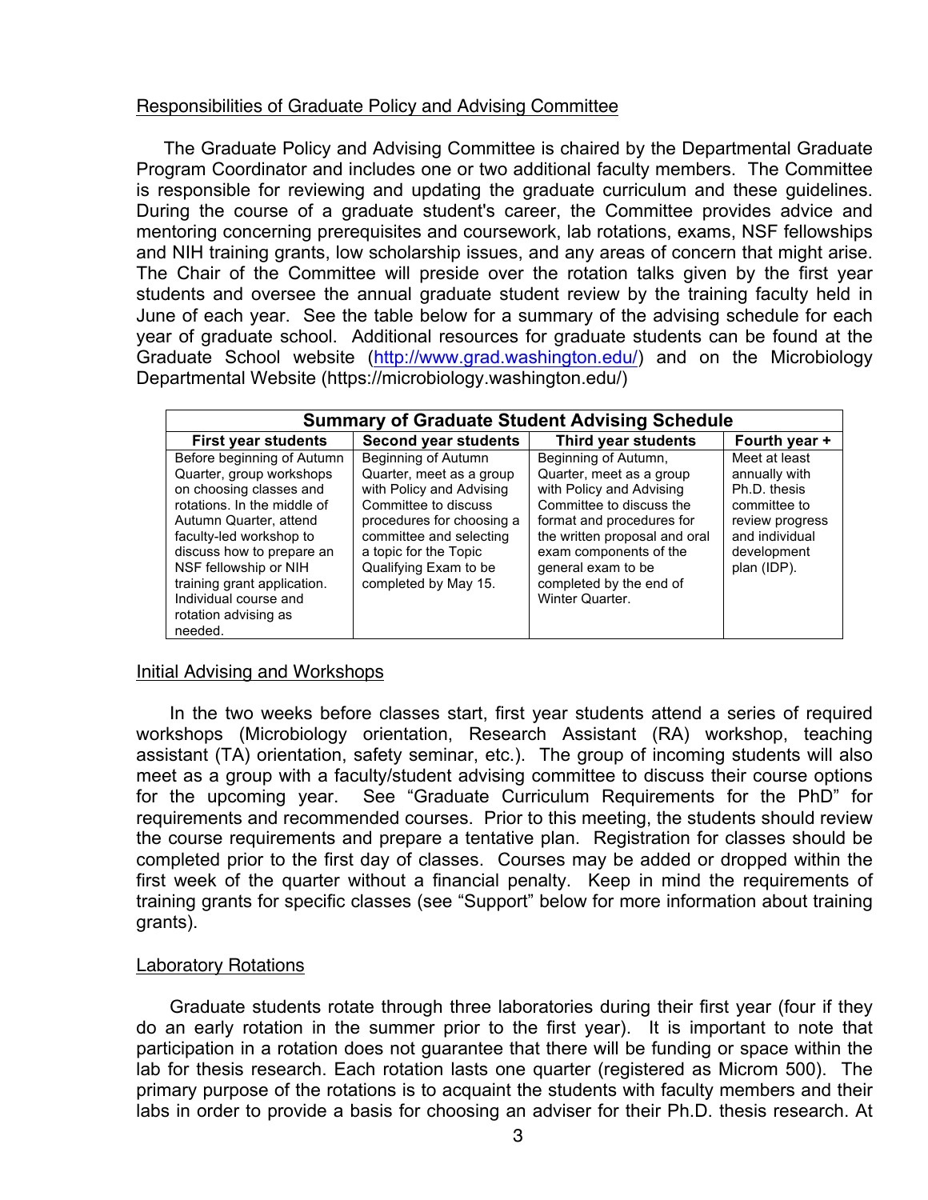## Responsibilities of Graduate Policy and Advising Committee

The Graduate Policy and Advising Committee is chaired by the Departmental Graduate Program Coordinator and includes one or two additional faculty members. The Committee is responsible for reviewing and updating the graduate curriculum and these guidelines. During the course of a graduate student's career, the Committee provides advice and mentoring concerning prerequisites and coursework, lab rotations, exams, NSF fellowships and NIH training grants, low scholarship issues, and any areas of concern that might arise. The Chair of the Committee will preside over the rotation talks given by the first year students and oversee the annual graduate student review by the training faculty held in June of each year. See the table below for a summary of the advising schedule for each year of graduate school. Additional resources for graduate students can be found at the Graduate School website (http://www.grad.washington.edu/) and on the Microbiology Departmental Website (https://microbiology.washington.edu/)

| **Summary of Graduate Student Advising Schedule** | | | |
|---|---|---|---|
| **First year students** | **Second year students** | **Third year students** | **Fourth year +** |
| Before beginning of Autumn Quarter, group workshops on choosing classes and rotations. In the middle of Autumn Quarter, attend faculty-led workshop to discuss how to prepare an NSF fellowship or NIH training grant application. Individual course and rotation advising as needed. | Beginning of Autumn Quarter, meet as a group with Policy and Advising Committee to discuss procedures for choosing a committee and selecting a topic for the Topic Qualifying Exam to be completed by May 15. | Beginning of Autumn, Quarter, meet as a group with Policy and Advising Committee to discuss the format and procedures for the written proposal and oral exam components of the general exam to be completed by the end of Winter Quarter. | Meet at least annually with Ph.D. thesis committee to review progress and individual development plan (IDP). |

## Initial Advising and Workshops

In the two weeks before classes start, first year students attend a series of required workshops (Microbiology orientation, Research Assistant (RA) workshop, teaching assistant (TA) orientation, safety seminar, etc.). The group of incoming students will also meet as a group with a faculty/student advising committee to discuss their course options for the upcoming year. See "Graduate Curriculum Requirements for the PhD" for requirements and recommended courses. Prior to this meeting, the students should review the course requirements and prepare a tentative plan. Registration for classes should be completed prior to the first day of classes. Courses may be added or dropped within the first week of the quarter without a financial penalty. Keep in mind the requirements of training grants for specific classes (see "Support" below for more information about training grants).

## Laboratory Rotations

Graduate students rotate through three laboratories during their first year (four if they do an early rotation in the summer prior to the first year). It is important to note that participation in a rotation does not guarantee that there will be funding or space within the lab for thesis research. Each rotation lasts one quarter (registered as Microm 500). The primary purpose of the rotations is to acquaint the students with faculty members and their labs in order to provide a basis for choosing an adviser for their Ph.D. thesis research. At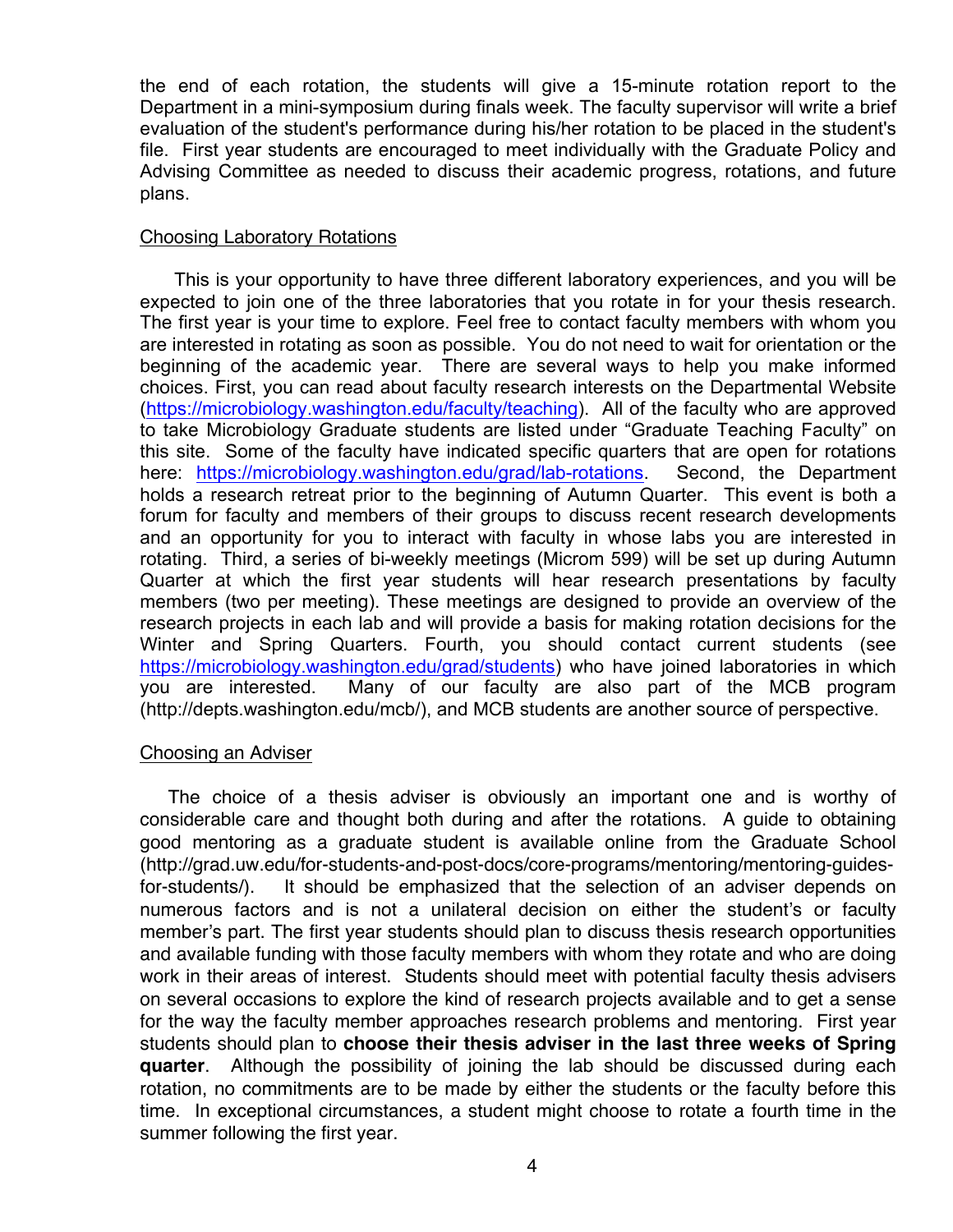the end of each rotation, the students will give a 15-minute rotation report to the Department in a mini-symposium during finals week. The faculty supervisor will write a brief evaluation of the student's performance during his/her rotation to be placed in the student's file. First year students are encouraged to meet individually with the Graduate Policy and Advising Committee as needed to discuss their academic progress, rotations, and future plans.

<u>Choosing Laboratory Rotations</u>

This is your opportunity to have three different laboratory experiences, and you will be expected to join one of the three laboratories that you rotate in for your thesis research. The first year is your time to explore. Feel free to contact faculty members with whom you are interested in rotating as soon as possible. You do not need to wait for orientation or the beginning of the academic year. There are several ways to help you make informed choices. First, you can read about faculty research interests on the Departmental Website (https://microbiology.washington.edu/faculty/teaching). All of the faculty who are approved to take Microbiology Graduate students are listed under "Graduate Teaching Faculty" on this site. Some of the faculty have indicated specific quarters that are open for rotations here: https://microbiology.washington.edu/grad/lab-rotations. Second, the Department holds a research retreat prior to the beginning of Autumn Quarter. This event is both a forum for faculty and members of their groups to discuss recent research developments and an opportunity for you to interact with faculty in whose labs you are interested in rotating. Third, a series of bi-weekly meetings (Microm 599) will be set up during Autumn Quarter at which the first year students will hear research presentations by faculty members (two per meeting). These meetings are designed to provide an overview of the research projects in each lab and will provide a basis for making rotation decisions for the Winter and Spring Quarters. Fourth, you should contact current students (see https://microbiology.washington.edu/grad/students) who have joined laboratories in which you are interested. Many of our faculty are also part of the MCB program (http://depts.washington.edu/mcb/), and MCB students are another source of perspective.

<u>Choosing an Adviser</u>

The choice of a thesis adviser is obviously an important one and is worthy of considerable care and thought both during and after the rotations. A guide to obtaining good mentoring as a graduate student is available online from the Graduate School (http://grad.uw.edu/for-students-and-post-docs/core-programs/mentoring/mentoring-guides-for-students/). It should be emphasized that the selection of an adviser depends on numerous factors and is not a unilateral decision on either the student's or faculty member's part. The first year students should plan to discuss thesis research opportunities and available funding with those faculty members with whom they rotate and who are doing work in their areas of interest. Students should meet with potential faculty thesis advisers on several occasions to explore the kind of research projects available and to get a sense for the way the faculty member approaches research problems and mentoring. First year students should plan to **choose their thesis adviser in the last three weeks of Spring quarter**. Although the possibility of joining the lab should be discussed during each rotation, no commitments are to be made by either the students or the faculty before this time. In exceptional circumstances, a student might choose to rotate a fourth time in the summer following the first year.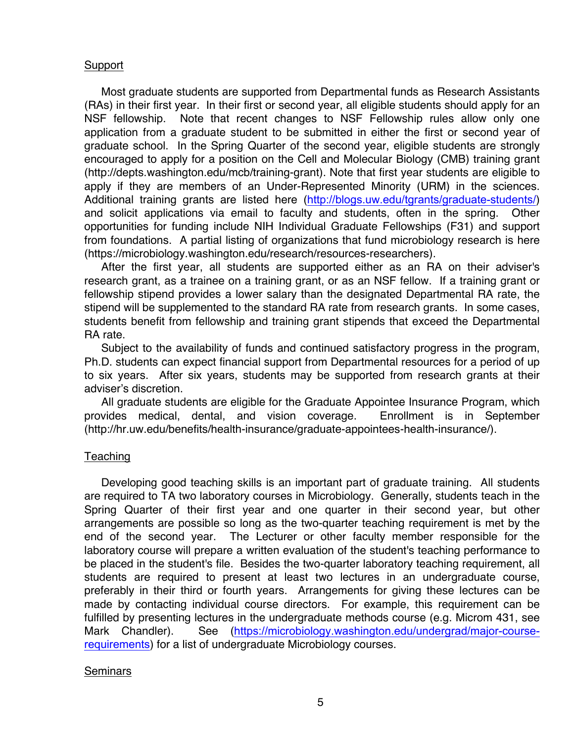## Support

Most graduate students are supported from Departmental funds as Research Assistants (RAs) in their first year. In their first or second year, all eligible students should apply for an NSF fellowship. Note that recent changes to NSF Fellowship rules allow only one application from a graduate student to be submitted in either the first or second year of graduate school. In the Spring Quarter of the second year, eligible students are strongly encouraged to apply for a position on the Cell and Molecular Biology (CMB) training grant (http://depts.washington.edu/mcb/training-grant). Note that first year students are eligible to apply if they are members of an Under-Represented Minority (URM) in the sciences. Additional training grants are listed here (http://blogs.uw.edu/tgrants/graduate-students/) and solicit applications via email to faculty and students, often in the spring. Other opportunities for funding include NIH Individual Graduate Fellowships (F31) and support from foundations. A partial listing of organizations that fund microbiology research is here (https://microbiology.washington.edu/research/resources-researchers).

After the first year, all students are supported either as an RA on their adviser's research grant, as a trainee on a training grant, or as an NSF fellow. If a training grant or fellowship stipend provides a lower salary than the designated Departmental RA rate, the stipend will be supplemented to the standard RA rate from research grants. In some cases, students benefit from fellowship and training grant stipends that exceed the Departmental RA rate.

Subject to the availability of funds and continued satisfactory progress in the program, Ph.D. students can expect financial support from Departmental resources for a period of up to six years. After six years, students may be supported from research grants at their adviser's discretion.

All graduate students are eligible for the Graduate Appointee Insurance Program, which provides medical, dental, and vision coverage. Enrollment is in September (http://hr.uw.edu/benefits/health-insurance/graduate-appointees-health-insurance/).

## Teaching

Developing good teaching skills is an important part of graduate training. All students are required to TA two laboratory courses in Microbiology. Generally, students teach in the Spring Quarter of their first year and one quarter in their second year, but other arrangements are possible so long as the two-quarter teaching requirement is met by the end of the second year. The Lecturer or other faculty member responsible for the laboratory course will prepare a written evaluation of the student's teaching performance to be placed in the student's file. Besides the two-quarter laboratory teaching requirement, all students are required to present at least two lectures in an undergraduate course, preferably in their third or fourth years. Arrangements for giving these lectures can be made by contacting individual course directors. For example, this requirement can be fulfilled by presenting lectures in the undergraduate methods course (e.g. Microm 431, see Mark Chandler). See (https://microbiology.washington.edu/undergrad/major-course-requirements) for a list of undergraduate Microbiology courses.

## Seminars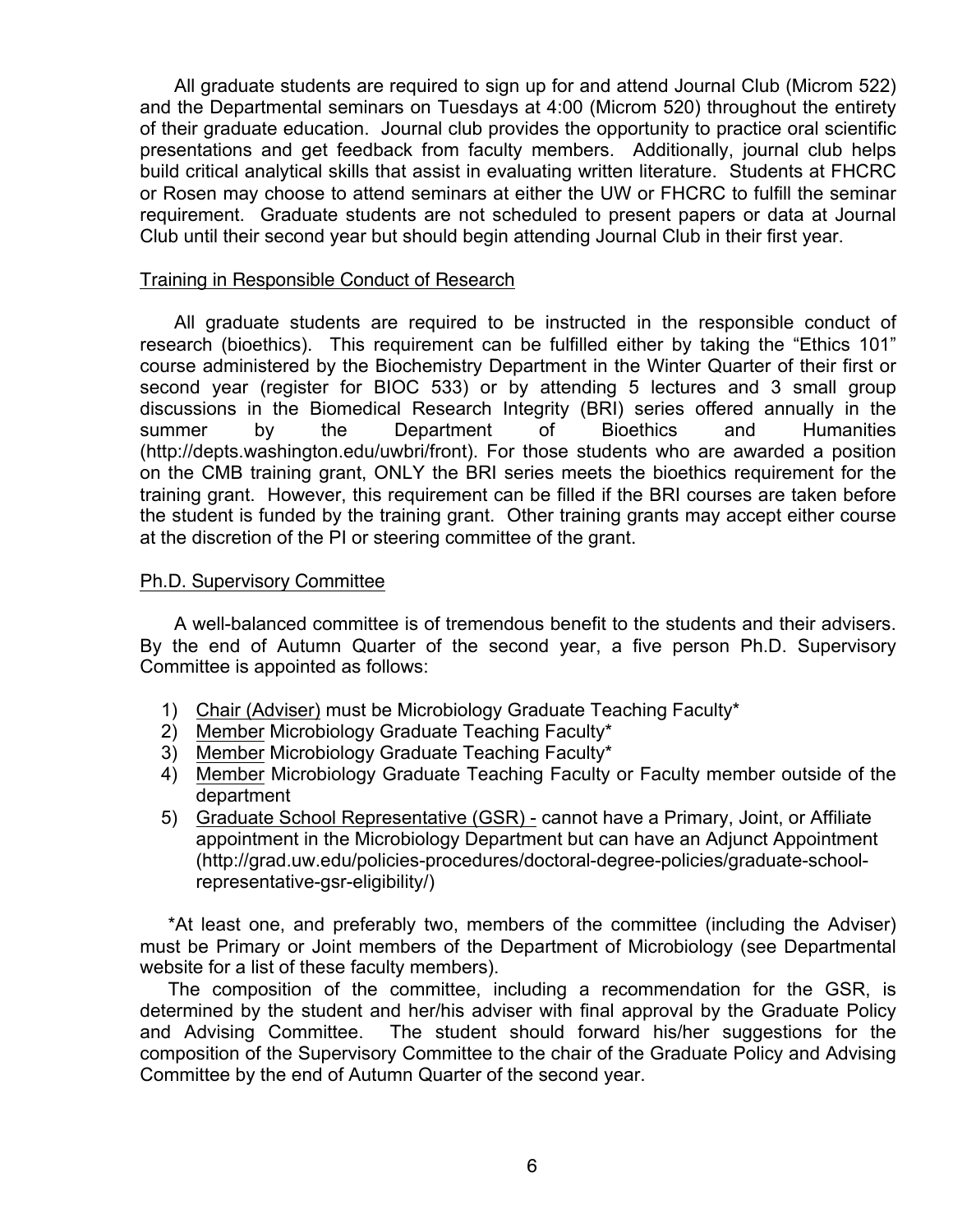All graduate students are required to sign up for and attend Journal Club (Microm 522) and the Departmental seminars on Tuesdays at 4:00 (Microm 520) throughout the entirety of their graduate education. Journal club provides the opportunity to practice oral scientific presentations and get feedback from faculty members. Additionally, journal club helps build critical analytical skills that assist in evaluating written literature. Students at FHCRC or Rosen may choose to attend seminars at either the UW or FHCRC to fulfill the seminar requirement. Graduate students are not scheduled to present papers or data at Journal Club until their second year but should begin attending Journal Club in their first year.

## Training in Responsible Conduct of Research

All graduate students are required to be instructed in the responsible conduct of research (bioethics). This requirement can be fulfilled either by taking the "Ethics 101" course administered by the Biochemistry Department in the Winter Quarter of their first or second year (register for BIOC 533) or by attending 5 lectures and 3 small group discussions in the Biomedical Research Integrity (BRI) series offered annually in the summer by the Department of Bioethics and Humanities (http://depts.washington.edu/uwbri/front). For those students who are awarded a position on the CMB training grant, ONLY the BRI series meets the bioethics requirement for the training grant. However, this requirement can be filled if the BRI courses are taken before the student is funded by the training grant. Other training grants may accept either course at the discretion of the PI or steering committee of the grant.

## Ph.D. Supervisory Committee

A well-balanced committee is of tremendous benefit to the students and their advisers. By the end of Autumn Quarter of the second year, a five person Ph.D. Supervisory Committee is appointed as follows:

1) Chair (Adviser) must be Microbiology Graduate Teaching Faculty*
2) Member Microbiology Graduate Teaching Faculty*
3) Member Microbiology Graduate Teaching Faculty*
4) Member Microbiology Graduate Teaching Faculty or Faculty member outside of the department
5) Graduate School Representative (GSR) - cannot have a Primary, Joint, or Affiliate appointment in the Microbiology Department but can have an Adjunct Appointment (http://grad.uw.edu/policies-procedures/doctoral-degree-policies/graduate-school-representative-gsr-eligibility/)

*At least one, and preferably two, members of the committee (including the Adviser) must be Primary or Joint members of the Department of Microbiology (see Departmental website for a list of these faculty members).

The composition of the committee, including a recommendation for the GSR, is determined by the student and her/his adviser with final approval by the Graduate Policy and Advising Committee. The student should forward his/her suggestions for the composition of the Supervisory Committee to the chair of the Graduate Policy and Advising Committee by the end of Autumn Quarter of the second year.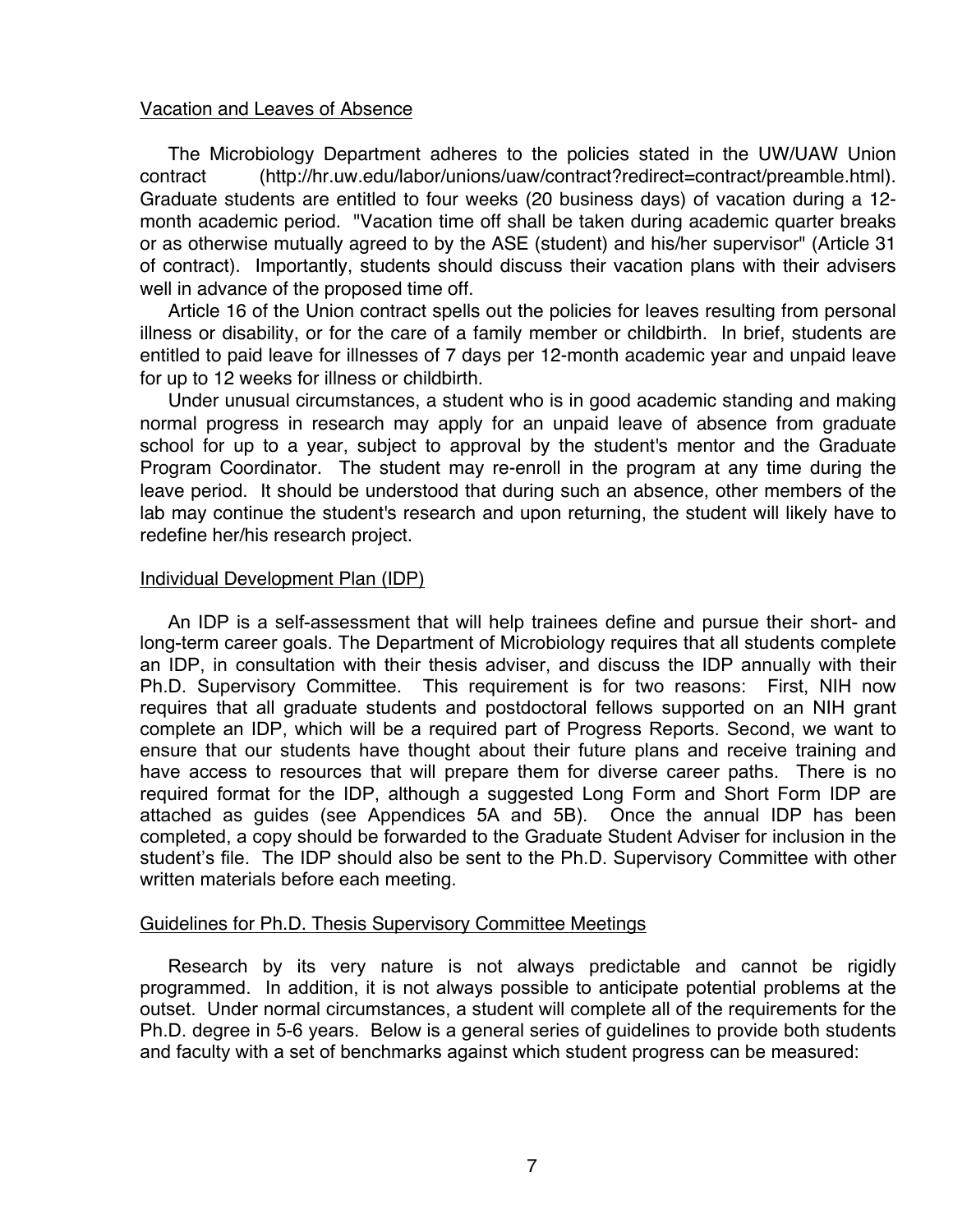## Vacation and Leaves of Absence

The Microbiology Department adheres to the policies stated in the UW/UAW Union contract (http://hr.uw.edu/labor/unions/uaw/contract?redirect=contract/preamble.html). Graduate students are entitled to four weeks (20 business days) of vacation during a 12-month academic period. "Vacation time off shall be taken during academic quarter breaks or as otherwise mutually agreed to by the ASE (student) and his/her supervisor" (Article 31 of contract). Importantly, students should discuss their vacation plans with their advisers well in advance of the proposed time off.

Article 16 of the Union contract spells out the policies for leaves resulting from personal illness or disability, or for the care of a family member or childbirth. In brief, students are entitled to paid leave for illnesses of 7 days per 12-month academic year and unpaid leave for up to 12 weeks for illness or childbirth.

Under unusual circumstances, a student who is in good academic standing and making normal progress in research may apply for an unpaid leave of absence from graduate school for up to a year, subject to approval by the student's mentor and the Graduate Program Coordinator. The student may re-enroll in the program at any time during the leave period. It should be understood that during such an absence, other members of the lab may continue the student's research and upon returning, the student will likely have to redefine her/his research project.

## Individual Development Plan (IDP)

An IDP is a self-assessment that will help trainees define and pursue their short- and long-term career goals. The Department of Microbiology requires that all students complete an IDP, in consultation with their thesis adviser, and discuss the IDP annually with their Ph.D. Supervisory Committee. This requirement is for two reasons: First, NIH now requires that all graduate students and postdoctoral fellows supported on an NIH grant complete an IDP, which will be a required part of Progress Reports. Second, we want to ensure that our students have thought about their future plans and receive training and have access to resources that will prepare them for diverse career paths. There is no required format for the IDP, although a suggested Long Form and Short Form IDP are attached as guides (see Appendices 5A and 5B). Once the annual IDP has been completed, a copy should be forwarded to the Graduate Student Adviser for inclusion in the student's file. The IDP should also be sent to the Ph.D. Supervisory Committee with other written materials before each meeting.

## Guidelines for Ph.D. Thesis Supervisory Committee Meetings

Research by its very nature is not always predictable and cannot be rigidly programmed. In addition, it is not always possible to anticipate potential problems at the outset. Under normal circumstances, a student will complete all of the requirements for the Ph.D. degree in 5-6 years. Below is a general series of guidelines to provide both students and faculty with a set of benchmarks against which student progress can be measured: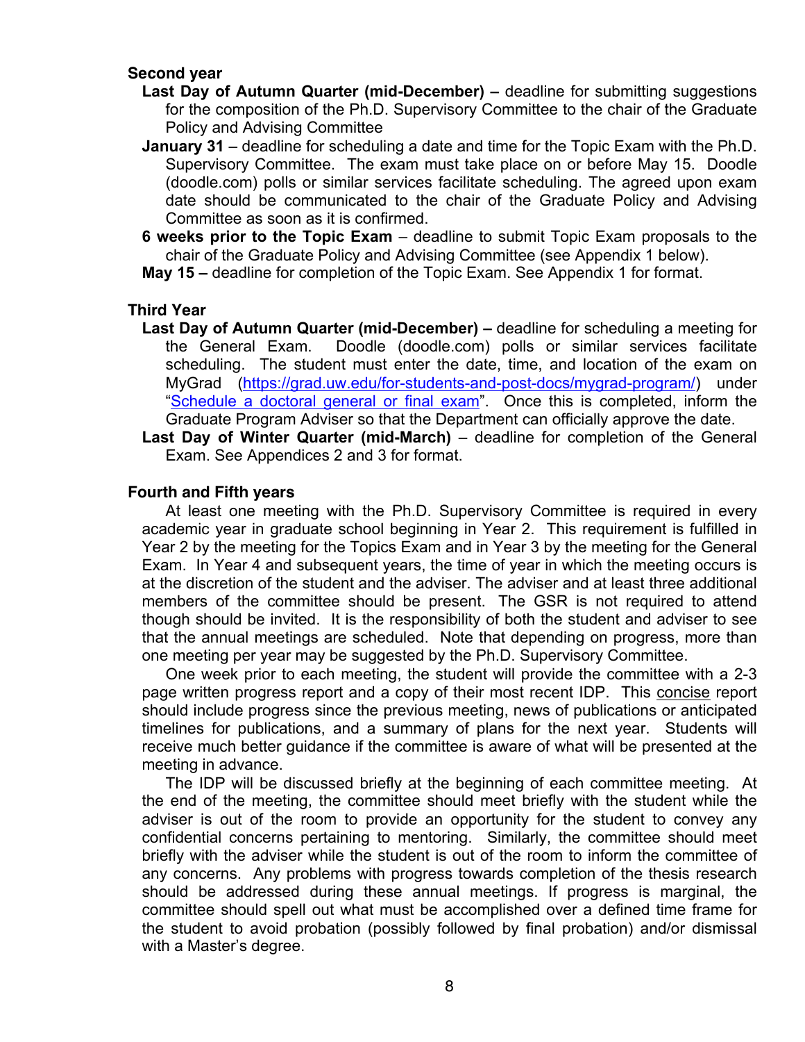### Second year

**Last Day of Autumn Quarter (mid-December) –** deadline for submitting suggestions for the composition of the Ph.D. Supervisory Committee to the chair of the Graduate Policy and Advising Committee

**January 31** – deadline for scheduling a date and time for the Topic Exam with the Ph.D. Supervisory Committee. The exam must take place on or before May 15. Doodle (doodle.com) polls or similar services facilitate scheduling. The agreed upon exam date should be communicated to the chair of the Graduate Policy and Advising Committee as soon as it is confirmed.

**6 weeks prior to the Topic Exam** – deadline to submit Topic Exam proposals to the chair of the Graduate Policy and Advising Committee (see Appendix 1 below).

**May 15 –** deadline for completion of the Topic Exam. See Appendix 1 for format.

### Third Year

**Last Day of Autumn Quarter (mid-December) –** deadline for scheduling a meeting for the General Exam. Doodle (doodle.com) polls or similar services facilitate scheduling. The student must enter the date, time, and location of the exam on MyGrad ([https://grad.uw.edu/for-students-and-post-docs/mygrad-program/](https://grad.uw.edu/for-students-and-post-docs/mygrad-program/)) under "Schedule a doctoral general or final exam". Once this is completed, inform the Graduate Program Adviser so that the Department can officially approve the date.

**Last Day of Winter Quarter (mid-March)** – deadline for completion of the General Exam. See Appendices 2 and 3 for format.

### Fourth and Fifth years

At least one meeting with the Ph.D. Supervisory Committee is required in every academic year in graduate school beginning in Year 2. This requirement is fulfilled in Year 2 by the meeting for the Topics Exam and in Year 3 by the meeting for the General Exam. In Year 4 and subsequent years, the time of year in which the meeting occurs is at the discretion of the student and the adviser. The adviser and at least three additional members of the committee should be present. The GSR is not required to attend though should be invited. It is the responsibility of both the student and adviser to see that the annual meetings are scheduled. Note that depending on progress, more than one meeting per year may be suggested by the Ph.D. Supervisory Committee.

One week prior to each meeting, the student will provide the committee with a 2-3 page written progress report and a copy of their most recent IDP. This concise report should include progress since the previous meeting, news of publications or anticipated timelines for publications, and a summary of plans for the next year. Students will receive much better guidance if the committee is aware of what will be presented at the meeting in advance.

The IDP will be discussed briefly at the beginning of each committee meeting. At the end of the meeting, the committee should meet briefly with the student while the adviser is out of the room to provide an opportunity for the student to convey any confidential concerns pertaining to mentoring. Similarly, the committee should meet briefly with the adviser while the student is out of the room to inform the committee of any concerns. Any problems with progress towards completion of the thesis research should be addressed during these annual meetings. If progress is marginal, the committee should spell out what must be accomplished over a defined time frame for the student to avoid probation (possibly followed by final probation) and/or dismissal with a Master's degree.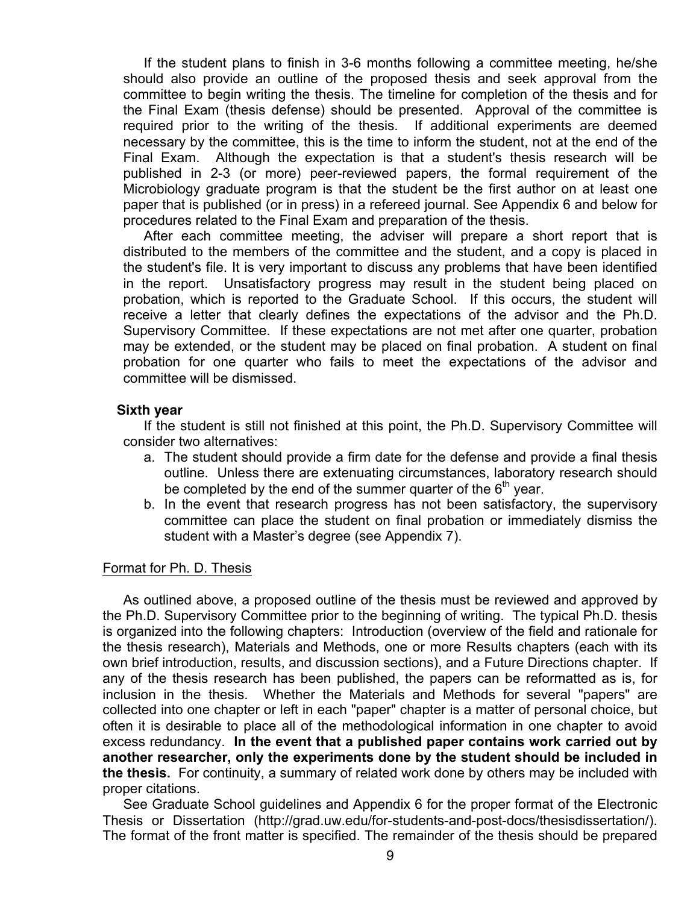If the student plans to finish in 3-6 months following a committee meeting, he/she should also provide an outline of the proposed thesis and seek approval from the committee to begin writing the thesis. The timeline for completion of the thesis and for the Final Exam (thesis defense) should be presented. Approval of the committee is required prior to the writing of the thesis. If additional experiments are deemed necessary by the committee, this is the time to inform the student, not at the end of the Final Exam. Although the expectation is that a student's thesis research will be published in 2-3 (or more) peer-reviewed papers, the formal requirement of the Microbiology graduate program is that the student be the first author on at least one paper that is published (or in press) in a refereed journal. See Appendix 6 and below for procedures related to the Final Exam and preparation of the thesis.

After each committee meeting, the adviser will prepare a short report that is distributed to the members of the committee and the student, and a copy is placed in the student's file. It is very important to discuss any problems that have been identified in the report. Unsatisfactory progress may result in the student being placed on probation, which is reported to the Graduate School. If this occurs, the student will receive a letter that clearly defines the expectations of the advisor and the Ph.D. Supervisory Committee. If these expectations are not met after one quarter, probation may be extended, or the student may be placed on final probation. A student on final probation for one quarter who fails to meet the expectations of the advisor and committee will be dismissed.

**Sixth year**

If the student is still not finished at this point, the Ph.D. Supervisory Committee will consider two alternatives:

a. The student should provide a firm date for the defense and provide a final thesis outline. Unless there are extenuating circumstances, laboratory research should be completed by the end of the summer quarter of the 6th year.
b. In the event that research progress has not been satisfactory, the supervisory committee can place the student on final probation or immediately dismiss the student with a Master's degree (see Appendix 7).

Format for Ph. D. Thesis

As outlined above, a proposed outline of the thesis must be reviewed and approved by the Ph.D. Supervisory Committee prior to the beginning of writing. The typical Ph.D. thesis is organized into the following chapters: Introduction (overview of the field and rationale for the thesis research), Materials and Methods, one or more Results chapters (each with its own brief introduction, results, and discussion sections), and a Future Directions chapter. If any of the thesis research has been published, the papers can be reformatted as is, for inclusion in the thesis. Whether the Materials and Methods for several "papers" are collected into one chapter or left in each "paper" chapter is a matter of personal choice, but often it is desirable to place all of the methodological information in one chapter to avoid excess redundancy. **In the event that a published paper contains work carried out by another researcher, only the experiments done by the student should be included in the thesis.** For continuity, a summary of related work done by others may be included with proper citations.

See Graduate School guidelines and Appendix 6 for the proper format of the Electronic Thesis or Dissertation (http://grad.uw.edu/for-students-and-post-docs/thesisdissertation/). The format of the front matter is specified. The remainder of the thesis should be prepared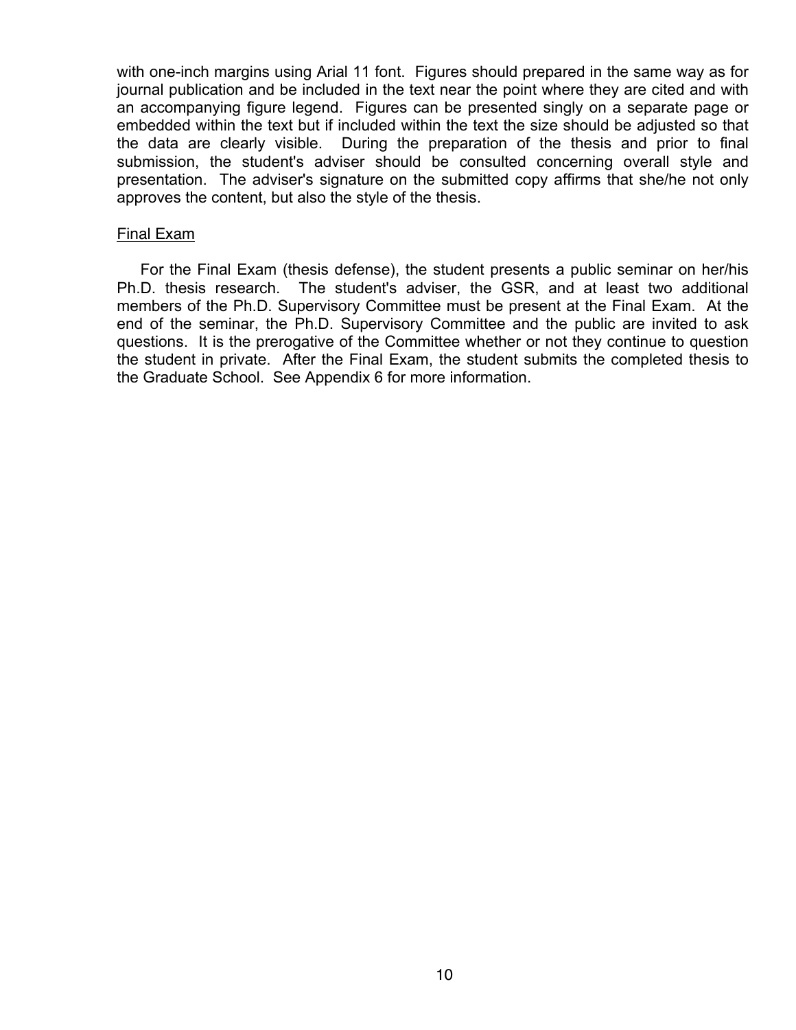with one-inch margins using Arial 11 font. Figures should prepared in the same way as for journal publication and be included in the text near the point where they are cited and with an accompanying figure legend. Figures can be presented singly on a separate page or embedded within the text but if included within the text the size should be adjusted so that the data are clearly visible. During the preparation of the thesis and prior to final submission, the student's adviser should be consulted concerning overall style and presentation. The adviser's signature on the submitted copy affirms that she/he not only approves the content, but also the style of the thesis.

### Final Exam

For the Final Exam (thesis defense), the student presents a public seminar on her/his Ph.D. thesis research. The student's adviser, the GSR, and at least two additional members of the Ph.D. Supervisory Committee must be present at the Final Exam. At the end of the seminar, the Ph.D. Supervisory Committee and the public are invited to ask questions. It is the prerogative of the Committee whether or not they continue to question the student in private. After the Final Exam, the student submits the completed thesis to the Graduate School. See Appendix 6 for more information.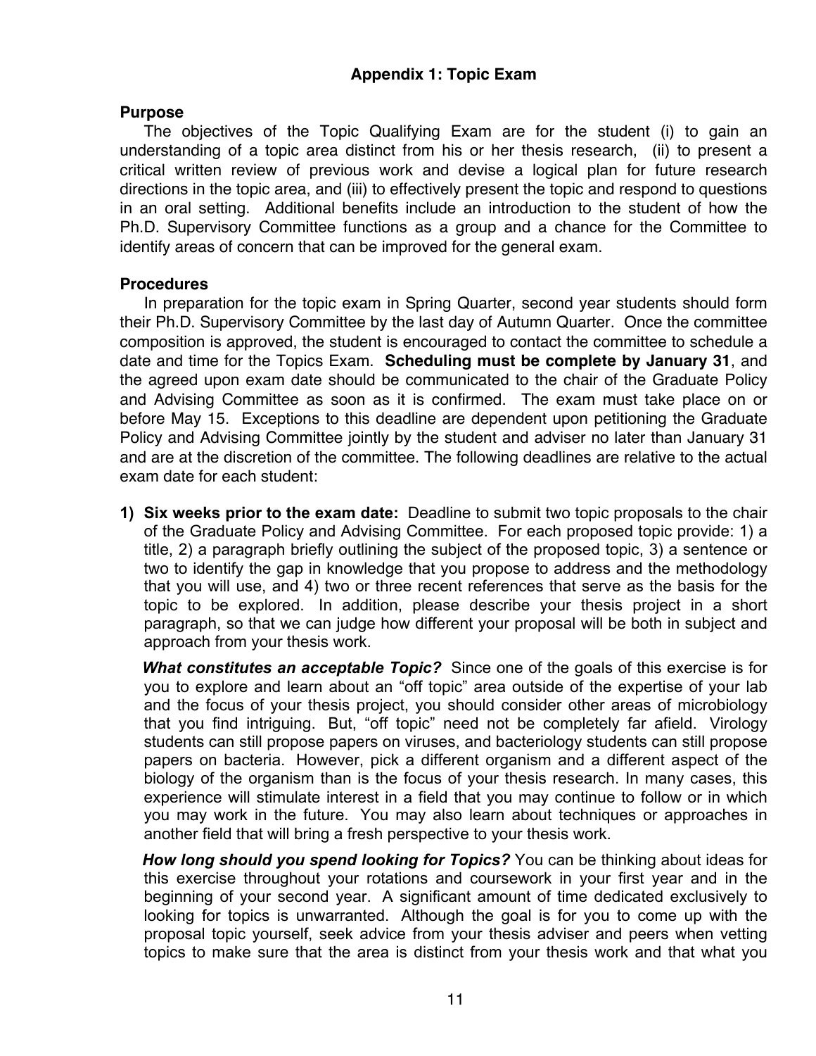## Appendix 1: Topic Exam

### Purpose

The objectives of the Topic Qualifying Exam are for the student (i) to gain an understanding of a topic area distinct from his or her thesis research, (ii) to present a critical written review of previous work and devise a logical plan for future research directions in the topic area, and (iii) to effectively present the topic and respond to questions in an oral setting. Additional benefits include an introduction to the student of how the Ph.D. Supervisory Committee functions as a group and a chance for the Committee to identify areas of concern that can be improved for the general exam.

### Procedures

In preparation for the topic exam in Spring Quarter, second year students should form their Ph.D. Supervisory Committee by the last day of Autumn Quarter. Once the committee composition is approved, the student is encouraged to contact the committee to schedule a date and time for the Topics Exam. **Scheduling must be complete by January 31**, and the agreed upon exam date should be communicated to the chair of the Graduate Policy and Advising Committee as soon as it is confirmed. The exam must take place on or before May 15. Exceptions to this deadline are dependent upon petitioning the Graduate Policy and Advising Committee jointly by the student and adviser no later than January 31 and are at the discretion of the committee. The following deadlines are relative to the actual exam date for each student:

1) **Six weeks prior to the exam date:** Deadline to submit two topic proposals to the chair of the Graduate Policy and Advising Committee. For each proposed topic provide: 1) a title, 2) a paragraph briefly outlining the subject of the proposed topic, 3) a sentence or two to identify the gap in knowledge that you propose to address and the methodology that you will use, and 4) two or three recent references that serve as the basis for the topic to be explored. In addition, please describe your thesis project in a short paragraph, so that we can judge how different your proposal will be both in subject and approach from your thesis work.

   ***What constitutes an acceptable Topic?*** Since one of the goals of this exercise is for you to explore and learn about an "off topic" area outside of the expertise of your lab and the focus of your thesis project, you should consider other areas of microbiology that you find intriguing. But, "off topic" need not be completely far afield. Virology students can still propose papers on viruses, and bacteriology students can still propose papers on bacteria. However, pick a different organism and a different aspect of the biology of the organism than is the focus of your thesis research. In many cases, this experience will stimulate interest in a field that you may continue to follow or in which you may work in the future. You may also learn about techniques or approaches in another field that will bring a fresh perspective to your thesis work.

   ***How long should you spend looking for Topics?*** You can be thinking about ideas for this exercise throughout your rotations and coursework in your first year and in the beginning of your second year. A significant amount of time dedicated exclusively to looking for topics is unwarranted. Although the goal is for you to come up with the proposal topic yourself, seek advice from your thesis adviser and peers when vetting topics to make sure that the area is distinct from your thesis work and that what you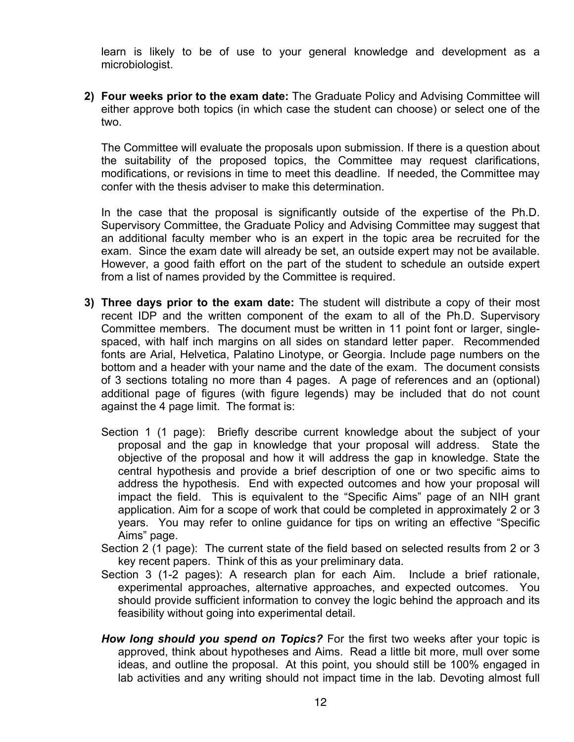learn is likely to be of use to your general knowledge and development as a microbiologist.

2) **Four weeks prior to the exam date:** The Graduate Policy and Advising Committee will either approve both topics (in which case the student can choose) or select one of the two.

   The Committee will evaluate the proposals upon submission. If there is a question about the suitability of the proposed topics, the Committee may request clarifications, modifications, or revisions in time to meet this deadline. If needed, the Committee may confer with the thesis adviser to make this determination.

   In the case that the proposal is significantly outside of the expertise of the Ph.D. Supervisory Committee, the Graduate Policy and Advising Committee may suggest that an additional faculty member who is an expert in the topic area be recruited for the exam. Since the exam date will already be set, an outside expert may not be available. However, a good faith effort on the part of the student to schedule an outside expert from a list of names provided by the Committee is required.

3) **Three days prior to the exam date:** The student will distribute a copy of their most recent IDP and the written component of the exam to all of the Ph.D. Supervisory Committee members. The document must be written in 11 point font or larger, single-spaced, with half inch margins on all sides on standard letter paper. Recommended fonts are Arial, Helvetica, Palatino Linotype, or Georgia. Include page numbers on the bottom and a header with your name and the date of the exam. The document consists of 3 sections totaling no more than 4 pages. A page of references and an (optional) additional page of figures (with figure legends) may be included that do not count against the 4 page limit. The format is:

   Section 1 (1 page): Briefly describe current knowledge about the subject of your proposal and the gap in knowledge that your proposal will address. State the objective of the proposal and how it will address the gap in knowledge. State the central hypothesis and provide a brief description of one or two specific aims to address the hypothesis. End with expected outcomes and how your proposal will impact the field. This is equivalent to the "Specific Aims" page of an NIH grant application. Aim for a scope of work that could be completed in approximately 2 or 3 years. You may refer to online guidance for tips on writing an effective "Specific Aims" page.

   Section 2 (1 page): The current state of the field based on selected results from 2 or 3 key recent papers. Think of this as your preliminary data.

   Section 3 (1-2 pages): A research plan for each Aim. Include a brief rationale, experimental approaches, alternative approaches, and expected outcomes. You should provide sufficient information to convey the logic behind the approach and its feasibility without going into experimental detail.

   ***How long should you spend on Topics?*** For the first two weeks after your topic is approved, think about hypotheses and Aims. Read a little bit more, mull over some ideas, and outline the proposal. At this point, you should still be 100% engaged in lab activities and any writing should not impact time in the lab. Devoting almost full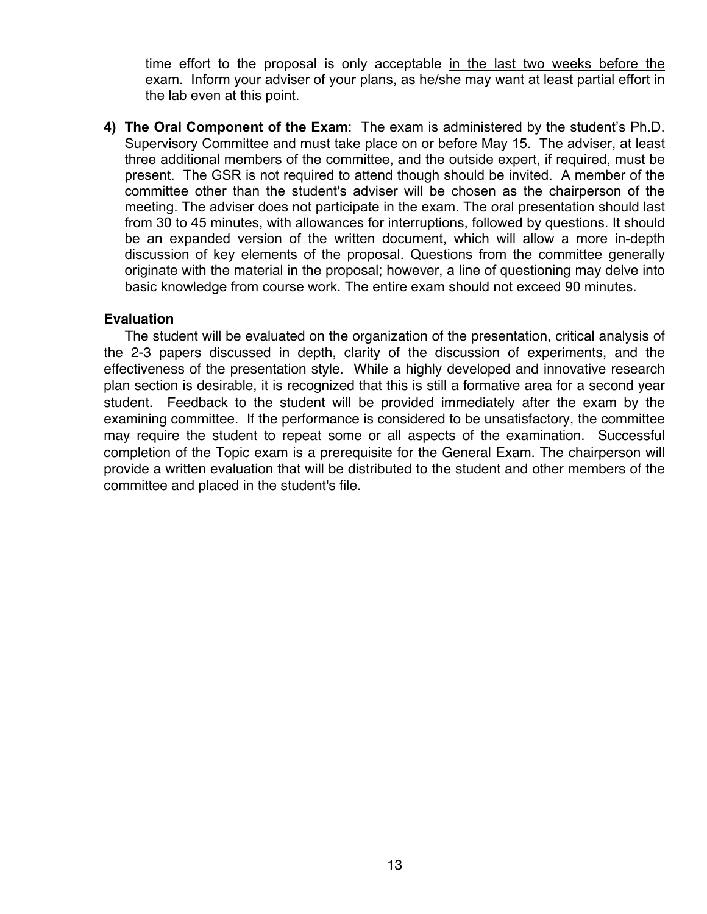time effort to the proposal is only acceptable <u>in the last two weeks before the exam</u>. Inform your adviser of your plans, as he/she may want at least partial effort in the lab even at this point.

4) **The Oral Component of the Exam**: The exam is administered by the student's Ph.D. Supervisory Committee and must take place on or before May 15. The adviser, at least three additional members of the committee, and the outside expert, if required, must be present. The GSR is not required to attend though should be invited. A member of the committee other than the student's adviser will be chosen as the chairperson of the meeting. The adviser does not participate in the exam. The oral presentation should last from 30 to 45 minutes, with allowances for interruptions, followed by questions. It should be an expanded version of the written document, which will allow a more in-depth discussion of key elements of the proposal. Questions from the committee generally originate with the material in the proposal; however, a line of questioning may delve into basic knowledge from course work. The entire exam should not exceed 90 minutes.

**Evaluation**

The student will be evaluated on the organization of the presentation, critical analysis of the 2-3 papers discussed in depth, clarity of the discussion of experiments, and the effectiveness of the presentation style. While a highly developed and innovative research plan section is desirable, it is recognized that this is still a formative area for a second year student. Feedback to the student will be provided immediately after the exam by the examining committee. If the performance is considered to be unsatisfactory, the committee may require the student to repeat some or all aspects of the examination. Successful completion of the Topic exam is a prerequisite for the General Exam. The chairperson will provide a written evaluation that will be distributed to the student and other members of the committee and placed in the student's file.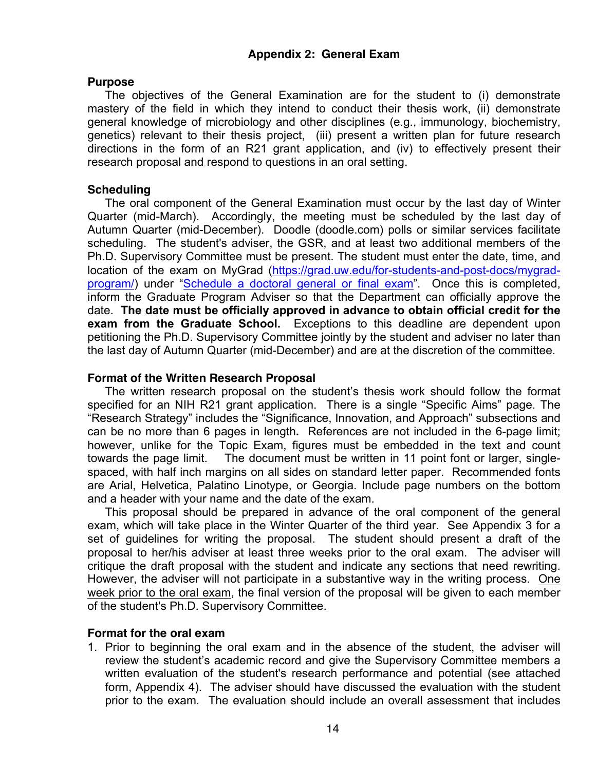## Appendix 2: General Exam

### Purpose

The objectives of the General Examination are for the student to (i) demonstrate mastery of the field in which they intend to conduct their thesis work, (ii) demonstrate general knowledge of microbiology and other disciplines (e.g., immunology, biochemistry, genetics) relevant to their thesis project, (iii) present a written plan for future research directions in the form of an R21 grant application, and (iv) to effectively present their research proposal and respond to questions in an oral setting.

### Scheduling

The oral component of the General Examination must occur by the last day of Winter Quarter (mid-March). Accordingly, the meeting must be scheduled by the last day of Autumn Quarter (mid-December). Doodle (doodle.com) polls or similar services facilitate scheduling. The student's adviser, the GSR, and at least two additional members of the Ph.D. Supervisory Committee must be present. The student must enter the date, time, and location of the exam on MyGrad (https://grad.uw.edu/for-students-and-post-docs/mygrad-program/) under "Schedule a doctoral general or final exam". Once this is completed, inform the Graduate Program Adviser so that the Department can officially approve the date. **The date must be officially approved in advance to obtain official credit for the exam from the Graduate School.** Exceptions to this deadline are dependent upon petitioning the Ph.D. Supervisory Committee jointly by the student and adviser no later than the last day of Autumn Quarter (mid-December) and are at the discretion of the committee.

### Format of the Written Research Proposal

The written research proposal on the student's thesis work should follow the format specified for an NIH R21 grant application. There is a single "Specific Aims" page. The "Research Strategy" includes the "Significance, Innovation, and Approach" subsections and can be no more than 6 pages in length**.** References are not included in the 6-page limit; however, unlike for the Topic Exam, figures must be embedded in the text and count towards the page limit. The document must be written in 11 point font or larger, single-spaced, with half inch margins on all sides on standard letter paper. Recommended fonts are Arial, Helvetica, Palatino Linotype, or Georgia. Include page numbers on the bottom and a header with your name and the date of the exam.

This proposal should be prepared in advance of the oral component of the general exam, which will take place in the Winter Quarter of the third year. See Appendix 3 for a set of guidelines for writing the proposal. The student should present a draft of the proposal to her/his adviser at least three weeks prior to the oral exam. The adviser will critique the draft proposal with the student and indicate any sections that need rewriting. However, the adviser will not participate in a substantive way in the writing process. One week prior to the oral exam, the final version of the proposal will be given to each member of the student's Ph.D. Supervisory Committee.

### Format for the oral exam

1. Prior to beginning the oral exam and in the absence of the student, the adviser will review the student's academic record and give the Supervisory Committee members a written evaluation of the student's research performance and potential (see attached form, Appendix 4). The adviser should have discussed the evaluation with the student prior to the exam. The evaluation should include an overall assessment that includes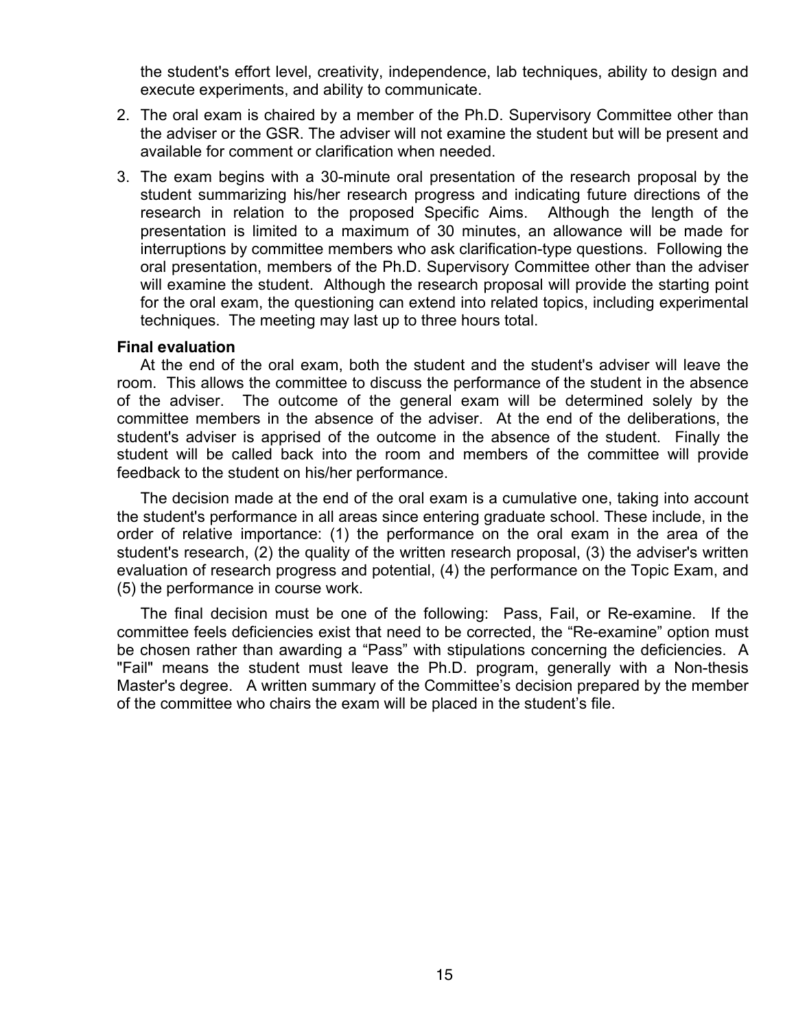the student's effort level, creativity, independence, lab techniques, ability to design and execute experiments, and ability to communicate.

2. The oral exam is chaired by a member of the Ph.D. Supervisory Committee other than the adviser or the GSR. The adviser will not examine the student but will be present and available for comment or clarification when needed.
3. The exam begins with a 30-minute oral presentation of the research proposal by the student summarizing his/her research progress and indicating future directions of the research in relation to the proposed Specific Aims. Although the length of the presentation is limited to a maximum of 30 minutes, an allowance will be made for interruptions by committee members who ask clarification-type questions. Following the oral presentation, members of the Ph.D. Supervisory Committee other than the adviser will examine the student. Although the research proposal will provide the starting point for the oral exam, the questioning can extend into related topics, including experimental techniques. The meeting may last up to three hours total.

**Final evaluation**

At the end of the oral exam, both the student and the student's adviser will leave the room. This allows the committee to discuss the performance of the student in the absence of the adviser. The outcome of the general exam will be determined solely by the committee members in the absence of the adviser. At the end of the deliberations, the student's adviser is apprised of the outcome in the absence of the student. Finally the student will be called back into the room and members of the committee will provide feedback to the student on his/her performance.

The decision made at the end of the oral exam is a cumulative one, taking into account the student's performance in all areas since entering graduate school. These include, in the order of relative importance: (1) the performance on the oral exam in the area of the student's research, (2) the quality of the written research proposal, (3) the adviser's written evaluation of research progress and potential, (4) the performance on the Topic Exam, and (5) the performance in course work.

The final decision must be one of the following: Pass, Fail, or Re-examine. If the committee feels deficiencies exist that need to be corrected, the "Re-examine" option must be chosen rather than awarding a "Pass" with stipulations concerning the deficiencies. A "Fail" means the student must leave the Ph.D. program, generally with a Non-thesis Master's degree. A written summary of the Committee's decision prepared by the member of the committee who chairs the exam will be placed in the student's file.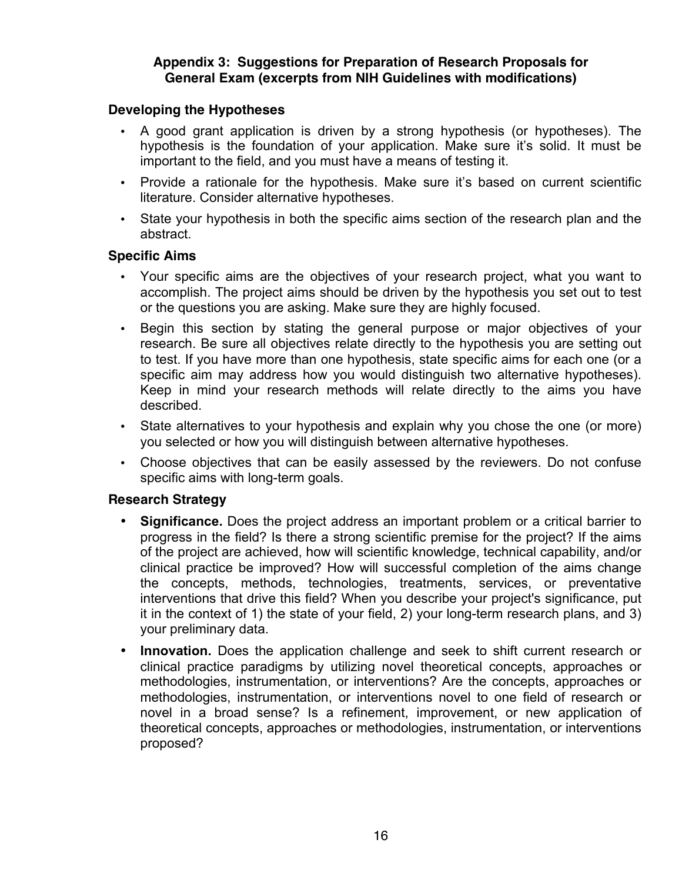## Appendix 3: Suggestions for Preparation of Research Proposals for General Exam (excerpts from NIH Guidelines with modifications)

### Developing the Hypotheses

- A good grant application is driven by a strong hypothesis (or hypotheses). The hypothesis is the foundation of your application. Make sure it's solid. It must be important to the field, and you must have a means of testing it.
- Provide a rationale for the hypothesis. Make sure it's based on current scientific literature. Consider alternative hypotheses.
- State your hypothesis in both the specific aims section of the research plan and the abstract.

### Specific Aims

- Your specific aims are the objectives of your research project, what you want to accomplish. The project aims should be driven by the hypothesis you set out to test or the questions you are asking. Make sure they are highly focused.
- Begin this section by stating the general purpose or major objectives of your research. Be sure all objectives relate directly to the hypothesis you are setting out to test. If you have more than one hypothesis, state specific aims for each one (or a specific aim may address how you would distinguish two alternative hypotheses). Keep in mind your research methods will relate directly to the aims you have described.
- State alternatives to your hypothesis and explain why you chose the one (or more) you selected or how you will distinguish between alternative hypotheses.
- Choose objectives that can be easily assessed by the reviewers. Do not confuse specific aims with long-term goals.

### Research Strategy

- **Significance.** Does the project address an important problem or a critical barrier to progress in the field? Is there a strong scientific premise for the project? If the aims of the project are achieved, how will scientific knowledge, technical capability, and/or clinical practice be improved? How will successful completion of the aims change the concepts, methods, technologies, treatments, services, or preventative interventions that drive this field? When you describe your project's significance, put it in the context of 1) the state of your field, 2) your long-term research plans, and 3) your preliminary data.
- **Innovation.** Does the application challenge and seek to shift current research or clinical practice paradigms by utilizing novel theoretical concepts, approaches or methodologies, instrumentation, or interventions? Are the concepts, approaches or methodologies, instrumentation, or interventions novel to one field of research or novel in a broad sense? Is a refinement, improvement, or new application of theoretical concepts, approaches or methodologies, instrumentation, or interventions proposed?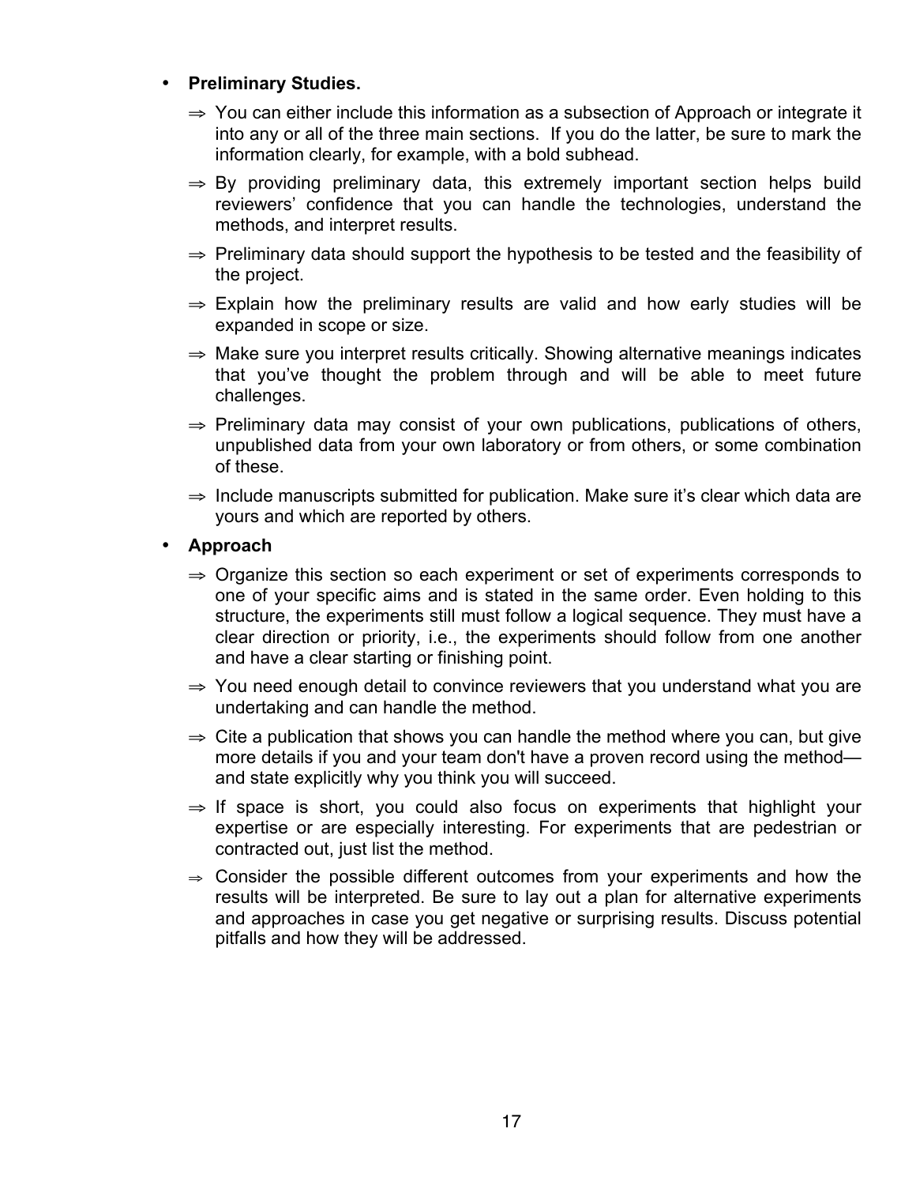- **Preliminary Studies.**
  - ⇒ You can either include this information as a subsection of Approach or integrate it into any or all of the three main sections. If you do the latter, be sure to mark the information clearly, for example, with a bold subhead.
  - ⇒ By providing preliminary data, this extremely important section helps build reviewers' confidence that you can handle the technologies, understand the methods, and interpret results.
  - ⇒ Preliminary data should support the hypothesis to be tested and the feasibility of the project.
  - ⇒ Explain how the preliminary results are valid and how early studies will be expanded in scope or size.
  - ⇒ Make sure you interpret results critically. Showing alternative meanings indicates that you've thought the problem through and will be able to meet future challenges.
  - ⇒ Preliminary data may consist of your own publications, publications of others, unpublished data from your own laboratory or from others, or some combination of these.
  - ⇒ Include manuscripts submitted for publication. Make sure it's clear which data are yours and which are reported by others.
- **Approach**
  - ⇒ Organize this section so each experiment or set of experiments corresponds to one of your specific aims and is stated in the same order. Even holding to this structure, the experiments still must follow a logical sequence. They must have a clear direction or priority, i.e., the experiments should follow from one another and have a clear starting or finishing point.
  - ⇒ You need enough detail to convince reviewers that you understand what you are undertaking and can handle the method.
  - ⇒ Cite a publication that shows you can handle the method where you can, but give more details if you and your team don't have a proven record using the method—and state explicitly why you think you will succeed.
  - ⇒ If space is short, you could also focus on experiments that highlight your expertise or are especially interesting. For experiments that are pedestrian or contracted out, just list the method.
  - ⇒ Consider the possible different outcomes from your experiments and how the results will be interpreted. Be sure to lay out a plan for alternative experiments and approaches in case you get negative or surprising results. Discuss potential pitfalls and how they will be addressed.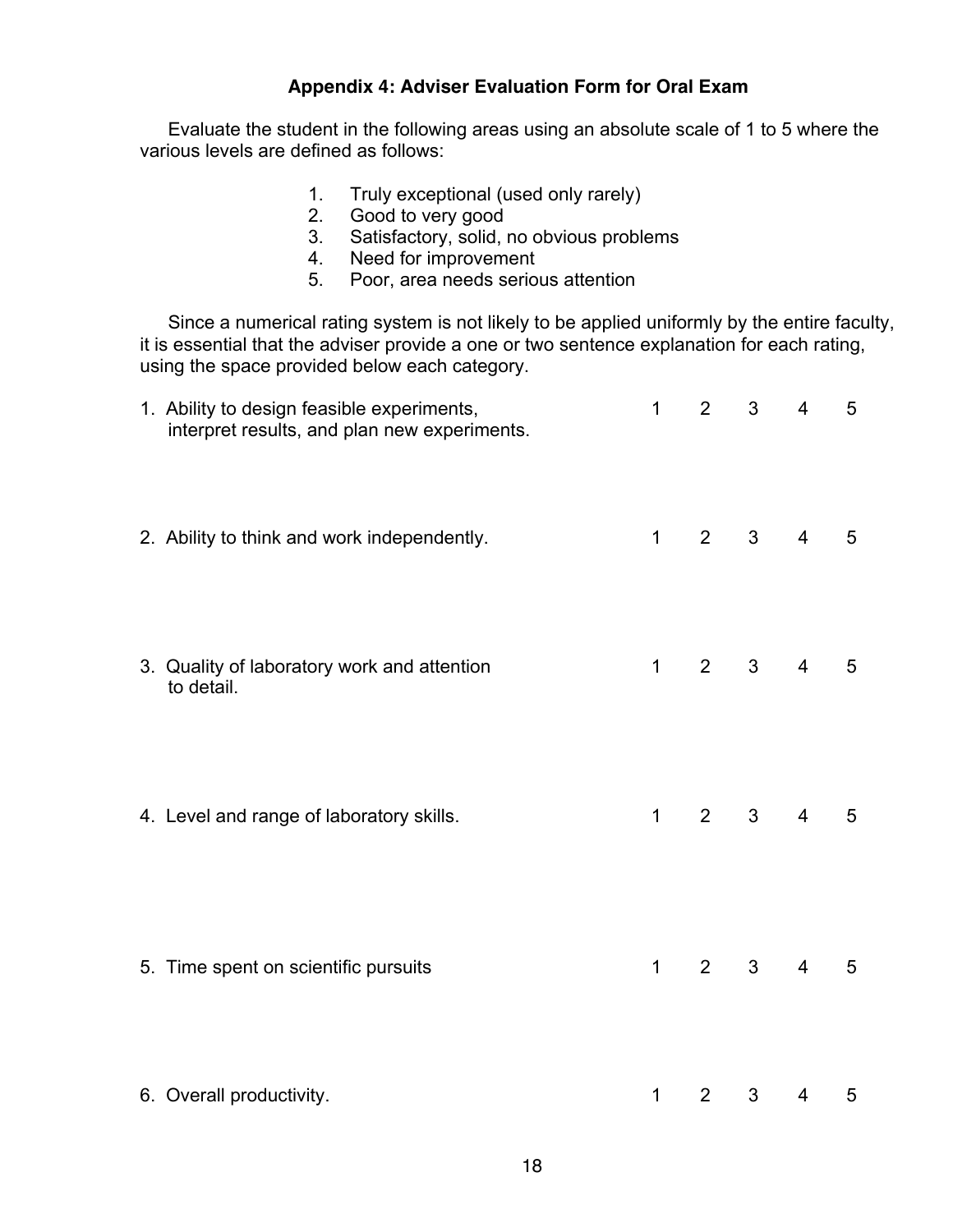### Appendix 4: Adviser Evaluation Form for Oral Exam

Evaluate the student in the following areas using an absolute scale of 1 to 5 where the various levels are defined as follows:

1. Truly exceptional (used only rarely)
2. Good to very good
3. Satisfactory, solid, no obvious problems
4. Need for improvement
5. Poor, area needs serious attention

Since a numerical rating system is not likely to be applied uniformly by the entire faculty, it is essential that the adviser provide a one or two sentence explanation for each rating, using the space provided below each category.

1. Ability to design feasible experiments, interpret results, and plan new experiments. 1 2 3 4 5

2. Ability to think and work independently. 1 2 3 4 5

3. Quality of laboratory work and attention to detail. 1 2 3 4 5

4. Level and range of laboratory skills. 1 2 3 4 5

5. Time spent on scientific pursuits 1 2 3 4 5

6. Overall productivity. 1 2 3 4 5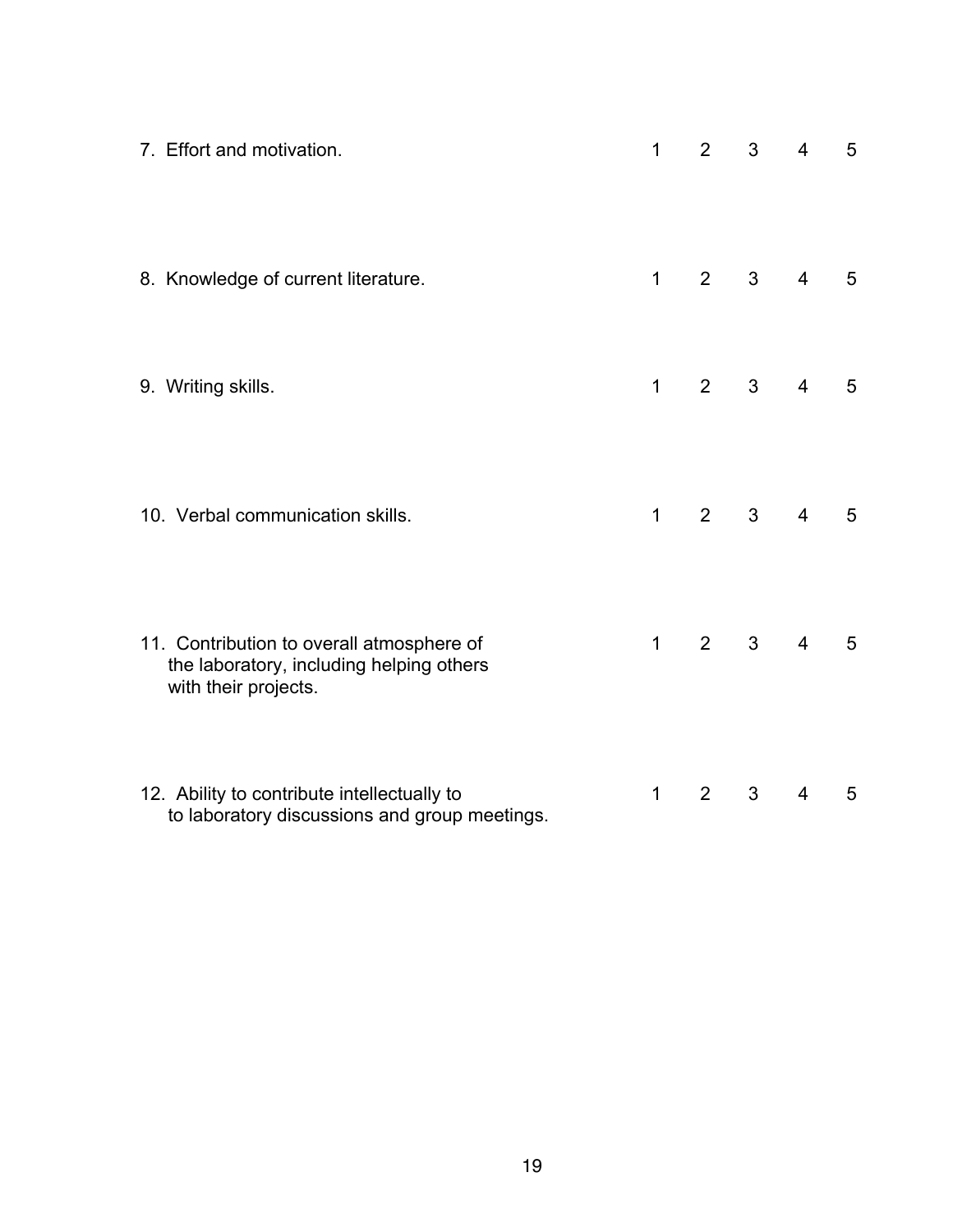| | | | | | |
|---|---|---|---|---|---|
| 7. Effort and motivation. | 1 | 2 | 3 | 4 | 5 |
| 8. Knowledge of current literature. | 1 | 2 | 3 | 4 | 5 |
| 9. Writing skills. | 1 | 2 | 3 | 4 | 5 |
| 10. Verbal communication skills. | 1 | 2 | 3 | 4 | 5 |
| 11. Contribution to overall atmosphere of the laboratory, including helping others with their projects. | 1 | 2 | 3 | 4 | 5 |
| 12. Ability to contribute intellectually to to laboratory discussions and group meetings. | 1 | 2 | 3 | 4 | 5 |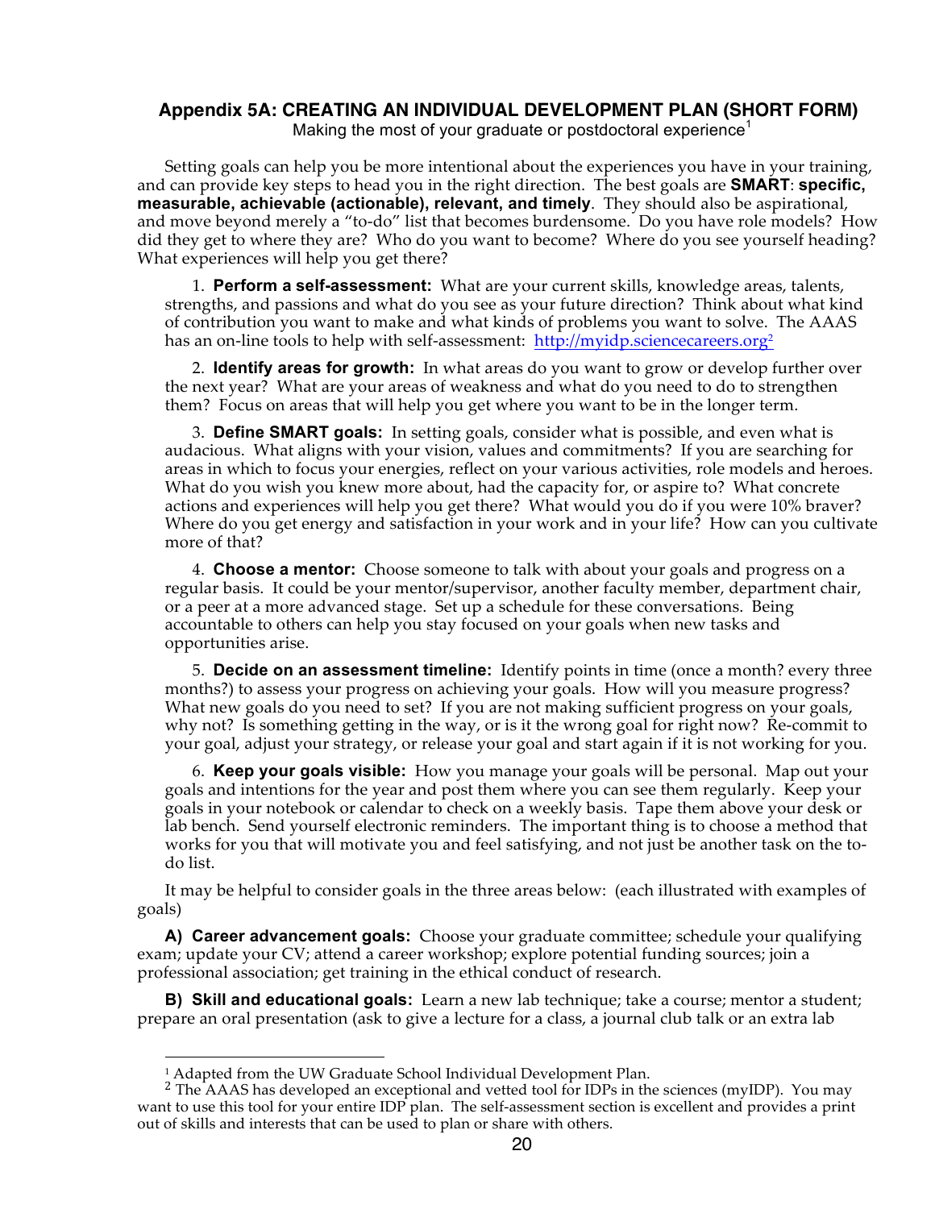## Appendix 5A: CREATING AN INDIVIDUAL DEVELOPMENT PLAN (SHORT FORM)

Making the most of your graduate or postdoctoral experience[1]

Setting goals can help you be more intentional about the experiences you have in your training, and can provide key steps to head you in the right direction. The best goals are **SMART**: **specific, measurable, achievable (actionable), relevant, and timely**. They should also be aspirational, and move beyond merely a "to-do" list that becomes burdensome. Do you have role models? How did they get to where they are? Who do you want to become? Where do you see yourself heading? What experiences will help you get there?

1. **Perform a self-assessment:** What are your current skills, knowledge areas, talents, strengths, and passions and what do you see as your future direction? Think about what kind of contribution you want to make and what kinds of problems you want to solve. The AAAS has an on-line tools to help with self-assessment: http://myidp.sciencecareers.org[2]

2. **Identify areas for growth:** In what areas do you want to grow or develop further over the next year? What are your areas of weakness and what do you need to do to strengthen them? Focus on areas that will help you get where you want to be in the longer term.

3. **Define SMART goals:** In setting goals, consider what is possible, and even what is audacious. What aligns with your vision, values and commitments? If you are searching for areas in which to focus your energies, reflect on your various activities, role models and heroes. What do you wish you knew more about, had the capacity for, or aspire to? What concrete actions and experiences will help you get there? What would you do if you were 10% braver? Where do you get energy and satisfaction in your work and in your life? How can you cultivate more of that?

4. **Choose a mentor:** Choose someone to talk with about your goals and progress on a regular basis. It could be your mentor/supervisor, another faculty member, department chair, or a peer at a more advanced stage. Set up a schedule for these conversations. Being accountable to others can help you stay focused on your goals when new tasks and opportunities arise.

5. **Decide on an assessment timeline:** Identify points in time (once a month? every three months?) to assess your progress on achieving your goals. How will you measure progress? What new goals do you need to set? If you are not making sufficient progress on your goals, why not? Is something getting in the way, or is it the wrong goal for right now? Re-commit to your goal, adjust your strategy, or release your goal and start again if it is not working for you.

6. **Keep your goals visible:** How you manage your goals will be personal. Map out your goals and intentions for the year and post them where you can see them regularly. Keep your goals in your notebook or calendar to check on a weekly basis. Tape them above your desk or lab bench. Send yourself electronic reminders. The important thing is to choose a method that works for you that will motivate you and feel satisfying, and not just be another task on the to-do list.

It may be helpful to consider goals in the three areas below: (each illustrated with examples of goals)

**A) Career advancement goals:** Choose your graduate committee; schedule your qualifying exam; update your CV; attend a career workshop; explore potential funding sources; join a professional association; get training in the ethical conduct of research.

**B) Skill and educational goals:** Learn a new lab technique; take a course; mentor a student; prepare an oral presentation (ask to give a lecture for a class, a journal club talk or an extra lab

---

[1] Adapted from the UW Graduate School Individual Development Plan.

[2] The AAAS has developed an exceptional and vetted tool for IDPs in the sciences (myIDP). You may want to use this tool for your entire IDP plan. The self-assessment section is excellent and provides a print out of skills and interests that can be used to plan or share with others.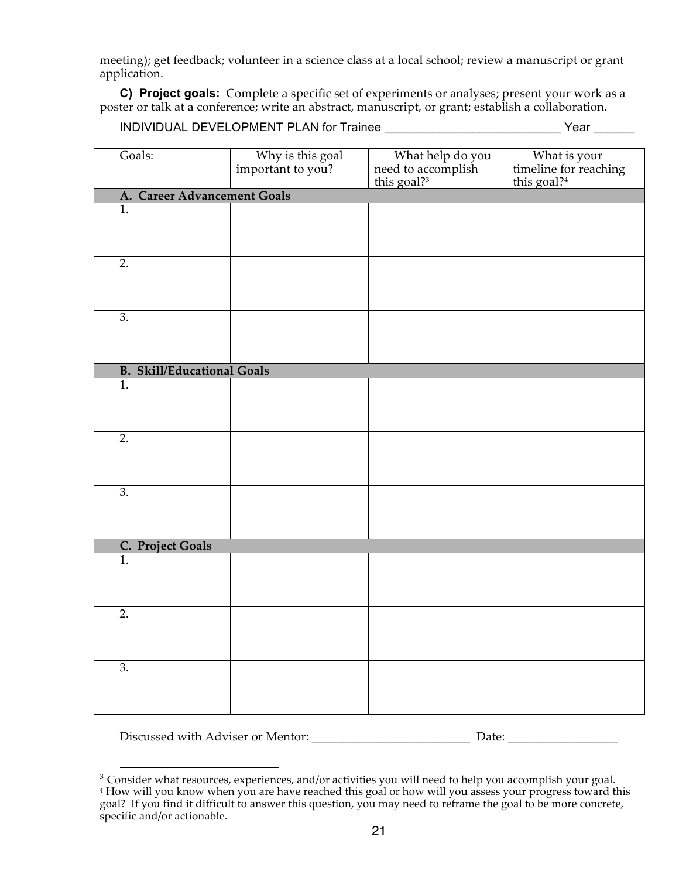meeting); get feedback; volunteer in a science class at a local school; review a manuscript or grant application.

**C) Project goals:** Complete a specific set of experiments or analyses; present your work as a poster or talk at a conference; write an abstract, manuscript, or grant; establish a collaboration.

INDIVIDUAL DEVELOPMENT PLAN for Trainee ___________________________ Year ______

| Goals: | Why is this goal important to you? | What help do you need to accomplish this goal?[3] | What is your timeline for reaching this goal?[4] |
|---|---|---|---|
| **A. Career Advancement Goals** | | | |
| 1. | | | |
| 2. | | | |
| 3. | | | |
| **B. Skill/Educational Goals** | | | |
| 1. | | | |
| 2. | | | |
| 3. | | | |
| **C. Project Goals** | | | |
| 1. | | | |
| 2. | | | |
| 3. | | | |

Discussed with Adviser or Mentor: __________________________ Date: _________________

[3] Consider what resources, experiences, and/or activities you will need to help you accomplish your goal.

[4] How will you know when you are have reached this goal or how will you assess your progress toward this goal? If you find it difficult to answer this question, you may need to reframe the goal to be more concrete, specific and/or actionable.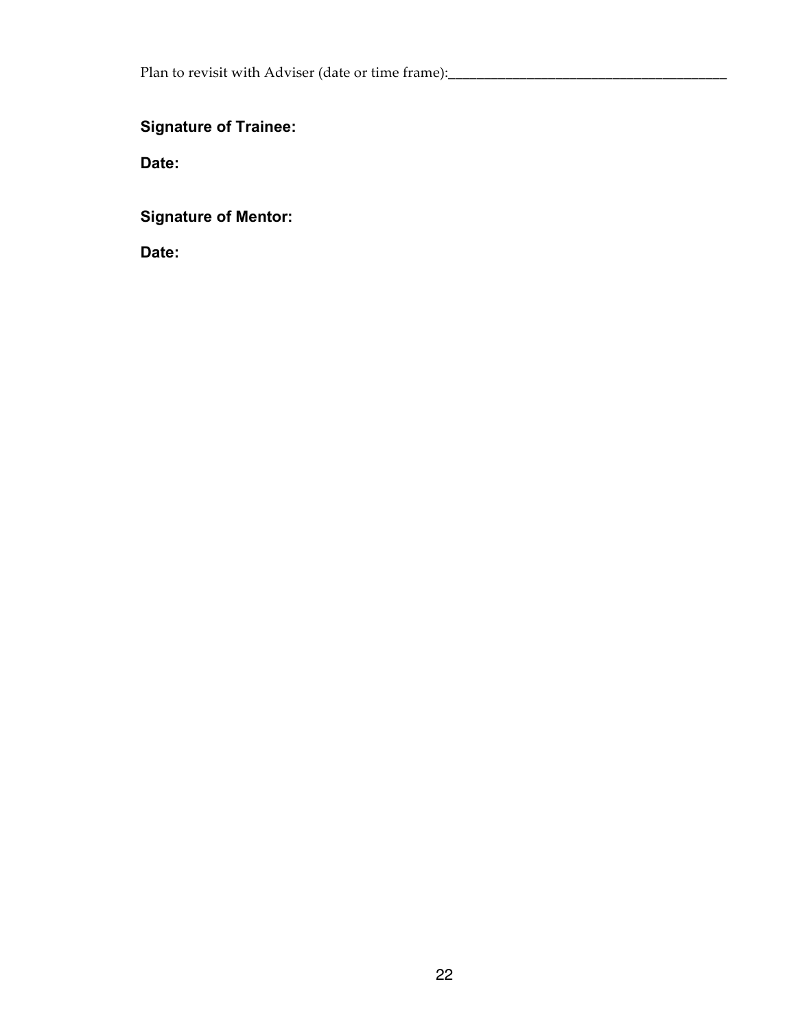Plan to revisit with Adviser (date or time frame):______________________________________

**Signature of Trainee:**

**Date:**

**Signature of Mentor:**

**Date:**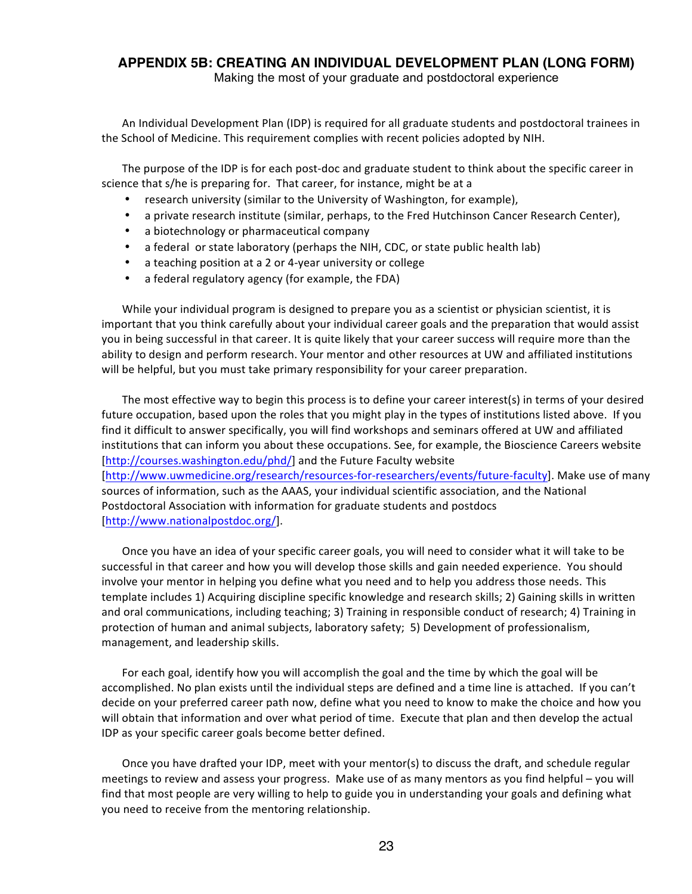## APPENDIX 5B: CREATING AN INDIVIDUAL DEVELOPMENT PLAN (LONG FORM)

Making the most of your graduate and postdoctoral experience

An Individual Development Plan (IDP) is required for all graduate students and postdoctoral trainees in the School of Medicine. This requirement complies with recent policies adopted by NIH.

The purpose of the IDP is for each post-doc and graduate student to think about the specific career in science that s/he is preparing for. That career, for instance, might be at a

- research university (similar to the University of Washington, for example),
- a private research institute (similar, perhaps, to the Fred Hutchinson Cancer Research Center),
- a biotechnology or pharmaceutical company
- a federal or state laboratory (perhaps the NIH, CDC, or state public health lab)
- a teaching position at a 2 or 4-year university or college
- a federal regulatory agency (for example, the FDA)

While your individual program is designed to prepare you as a scientist or physician scientist, it is important that you think carefully about your individual career goals and the preparation that would assist you in being successful in that career. It is quite likely that your career success will require more than the ability to design and perform research. Your mentor and other resources at UW and affiliated institutions will be helpful, but you must take primary responsibility for your career preparation.

The most effective way to begin this process is to define your career interest(s) in terms of your desired future occupation, based upon the roles that you might play in the types of institutions listed above. If you find it difficult to answer specifically, you will find workshops and seminars offered at UW and affiliated institutions that can inform you about these occupations. See, for example, the Bioscience Careers website [http://courses.washington.edu/phd/] and the Future Faculty website [http://www.uwmedicine.org/research/resources-for-researchers/events/future-faculty]. Make use of many sources of information, such as the AAAS, your individual scientific association, and the National Postdoctoral Association with information for graduate students and postdocs [http://www.nationalpostdoc.org/].

Once you have an idea of your specific career goals, you will need to consider what it will take to be successful in that career and how you will develop those skills and gain needed experience. You should involve your mentor in helping you define what you need and to help you address those needs. This template includes 1) Acquiring discipline specific knowledge and research skills; 2) Gaining skills in written and oral communications, including teaching; 3) Training in responsible conduct of research; 4) Training in protection of human and animal subjects, laboratory safety; 5) Development of professionalism, management, and leadership skills.

For each goal, identify how you will accomplish the goal and the time by which the goal will be accomplished. No plan exists until the individual steps are defined and a time line is attached. If you can't decide on your preferred career path now, define what you need to know to make the choice and how you will obtain that information and over what period of time. Execute that plan and then develop the actual IDP as your specific career goals become better defined.

Once you have drafted your IDP, meet with your mentor(s) to discuss the draft, and schedule regular meetings to review and assess your progress. Make use of as many mentors as you find helpful – you will find that most people are very willing to help to guide you in understanding your goals and defining what you need to receive from the mentoring relationship.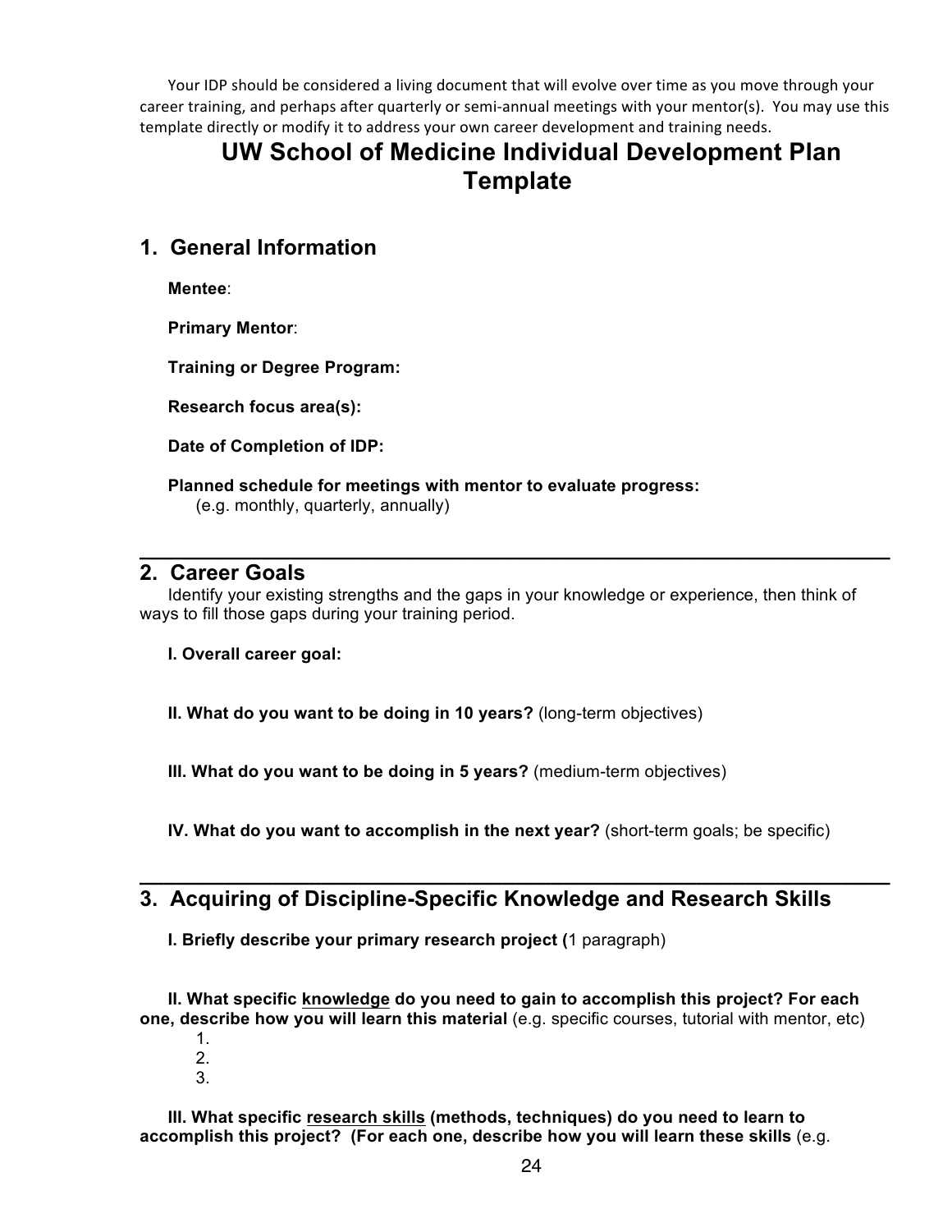Your IDP should be considered a living document that will evolve over time as you move through your career training, and perhaps after quarterly or semi-annual meetings with your mentor(s). You may use this template directly or modify it to address your own career development and training needs.

# UW School of Medicine Individual Development Plan Template

## 1. General Information

**Mentee**:

**Primary Mentor**:

**Training or Degree Program:**

**Research focus area(s):**

**Date of Completion of IDP:**

**Planned schedule for meetings with mentor to evaluate progress:**
(e.g. monthly, quarterly, annually)

---

## 2. Career Goals

Identify your existing strengths and the gaps in your knowledge or experience, then think of ways to fill those gaps during your training period.

**I. Overall career goal:**

**II. What do you want to be doing in 10 years?** (long-term objectives)

**III. What do you want to be doing in 5 years?** (medium-term objectives)

**IV. What do you want to accomplish in the next year?** (short-term goals; be specific)

---

## 3. Acquiring of Discipline-Specific Knowledge and Research Skills

**I. Briefly describe your primary research project (**1 paragraph)

**II. What specific <u>knowledge</u> do you need to gain to accomplish this project? For each one, describe how you will learn this material** (e.g. specific courses, tutorial with mentor, etc)

1.
2.
3.

**III. What specific <u>research skills</u> (methods, techniques) do you need to learn to accomplish this project? (For each one, describe how you will learn these skills** (e.g.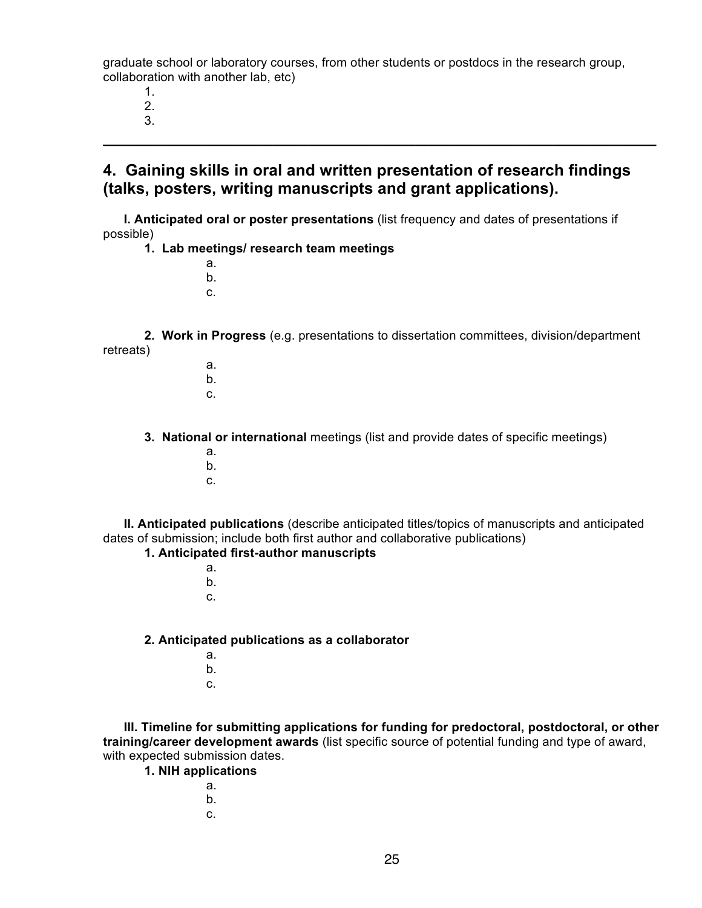graduate school or laboratory courses, from other students or postdocs in the research group, collaboration with another lab, etc)

1.
2.
3.

---

## 4. Gaining skills in oral and written presentation of research findings (talks, posters, writing manuscripts and grant applications).

**I. Anticipated oral or poster presentations** (list frequency and dates of presentations if possible)

**1. Lab meetings/ research team meetings**

a.
b.
c.

**2. Work in Progress** (e.g. presentations to dissertation committees, division/department retreats)

a.
b.
c.

**3. National or international** meetings (list and provide dates of specific meetings)

a.
b.
c.

**II. Anticipated publications** (describe anticipated titles/topics of manuscripts and anticipated dates of submission; include both first author and collaborative publications)

**1. Anticipated first-author manuscripts**

a.
b.
c.

**2. Anticipated publications as a collaborator**

a.
b.
c.

**III. Timeline for submitting applications for funding for predoctoral, postdoctoral, or other training/career development awards** (list specific source of potential funding and type of award, with expected submission dates.

**1. NIH applications**

a.
b.
c.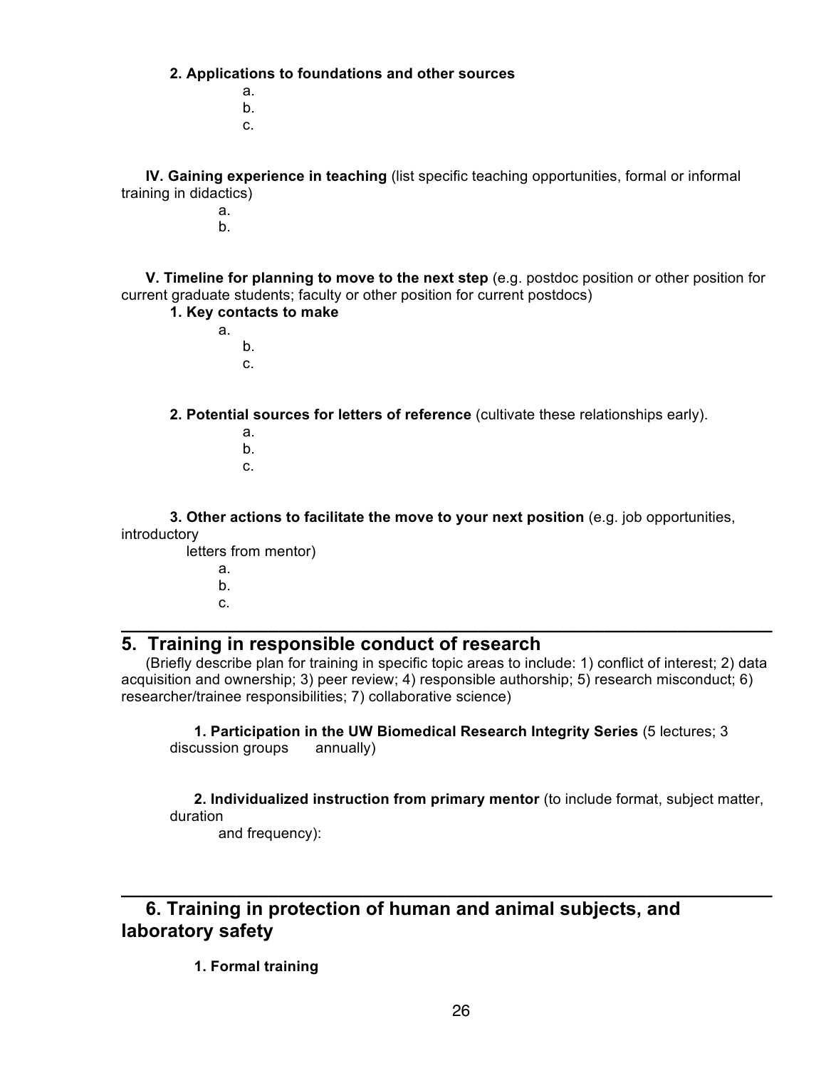**2. Applications to foundations and other sources**

a.
b.
c.

**IV. Gaining experience in teaching** (list specific teaching opportunities, formal or informal training in didactics)

a.
b.

**V. Timeline for planning to move to the next step** (e.g. postdoc position or other position for current graduate students; faculty or other position for current postdocs)

**1. Key contacts to make**

a.
b.
c.

**2. Potential sources for letters of reference** (cultivate these relationships early).

a.
b.
c.

**3. Other actions to facilitate the move to your next position** (e.g. job opportunities, introductory letters from mentor)

a.
b.
c.

---

## 5. Training in responsible conduct of research

(Briefly describe plan for training in specific topic areas to include: 1) conflict of interest; 2) data acquisition and ownership; 3) peer review; 4) responsible authorship; 5) research misconduct; 6) researcher/trainee responsibilities; 7) collaborative science)

**1. Participation in the UW Biomedical Research Integrity Series** (5 lectures; 3 discussion groups annually)

**2. Individualized instruction from primary mentor** (to include format, subject matter, duration and frequency):

---

## 6. Training in protection of human and animal subjects, and laboratory safety

**1. Formal training**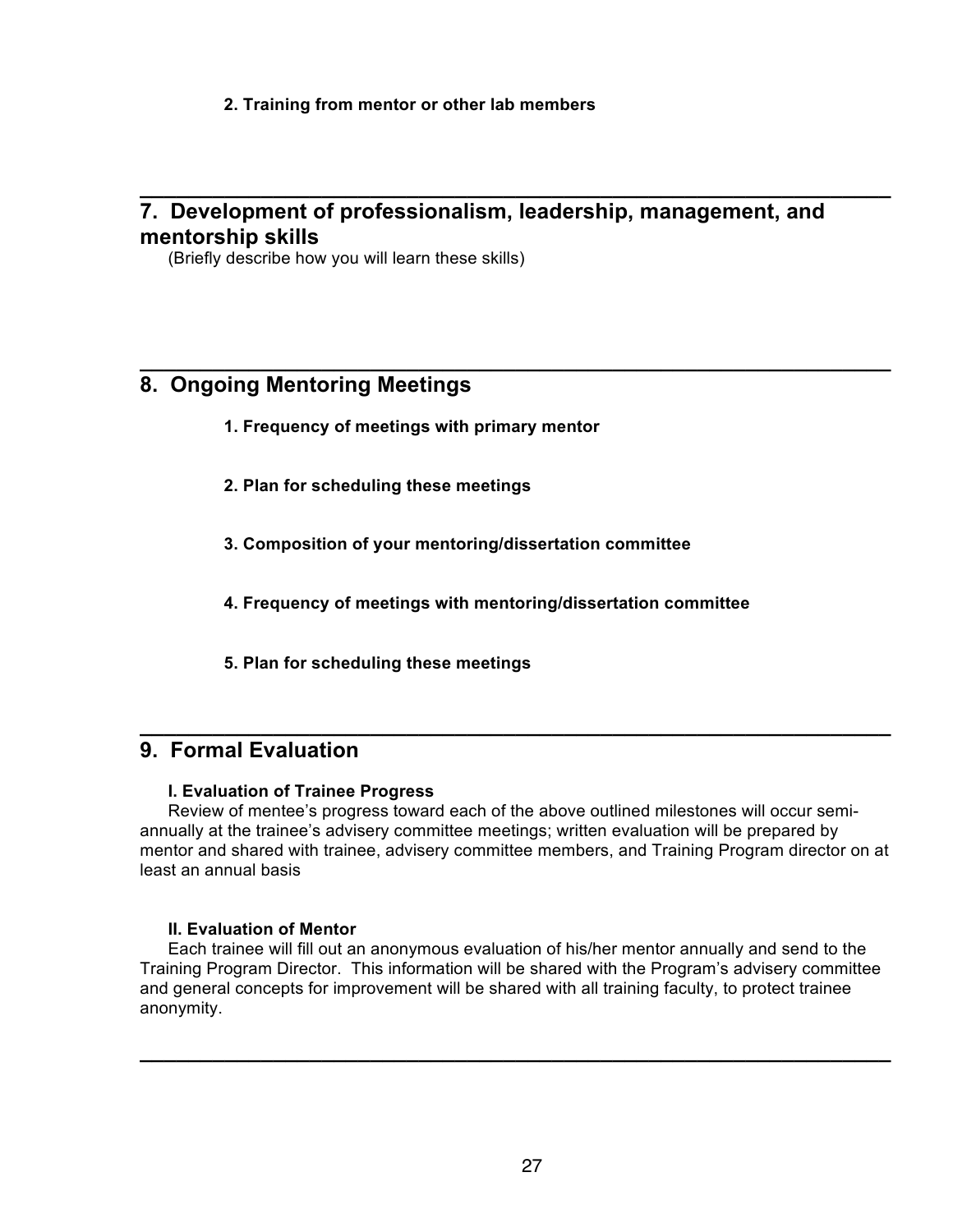**2. Training from mentor or other lab members**

---

## 7. Development of professionalism, leadership, management, and mentorship skills

(Briefly describe how you will learn these skills)

---

## 8. Ongoing Mentoring Meetings

**1. Frequency of meetings with primary mentor**

**2. Plan for scheduling these meetings**

**3. Composition of your mentoring/dissertation committee**

**4. Frequency of meetings with mentoring/dissertation committee**

**5. Plan for scheduling these meetings**

---

## 9. Formal Evaluation

**I. Evaluation of Trainee Progress**

Review of mentee's progress toward each of the above outlined milestones will occur semi-annually at the trainee's advisery committee meetings; written evaluation will be prepared by mentor and shared with trainee, advisery committee members, and Training Program director on at least an annual basis

**II. Evaluation of Mentor**

Each trainee will fill out an anonymous evaluation of his/her mentor annually and send to the Training Program Director. This information will be shared with the Program's advisery committee and general concepts for improvement will be shared with all training faculty, to protect trainee anonymity.

---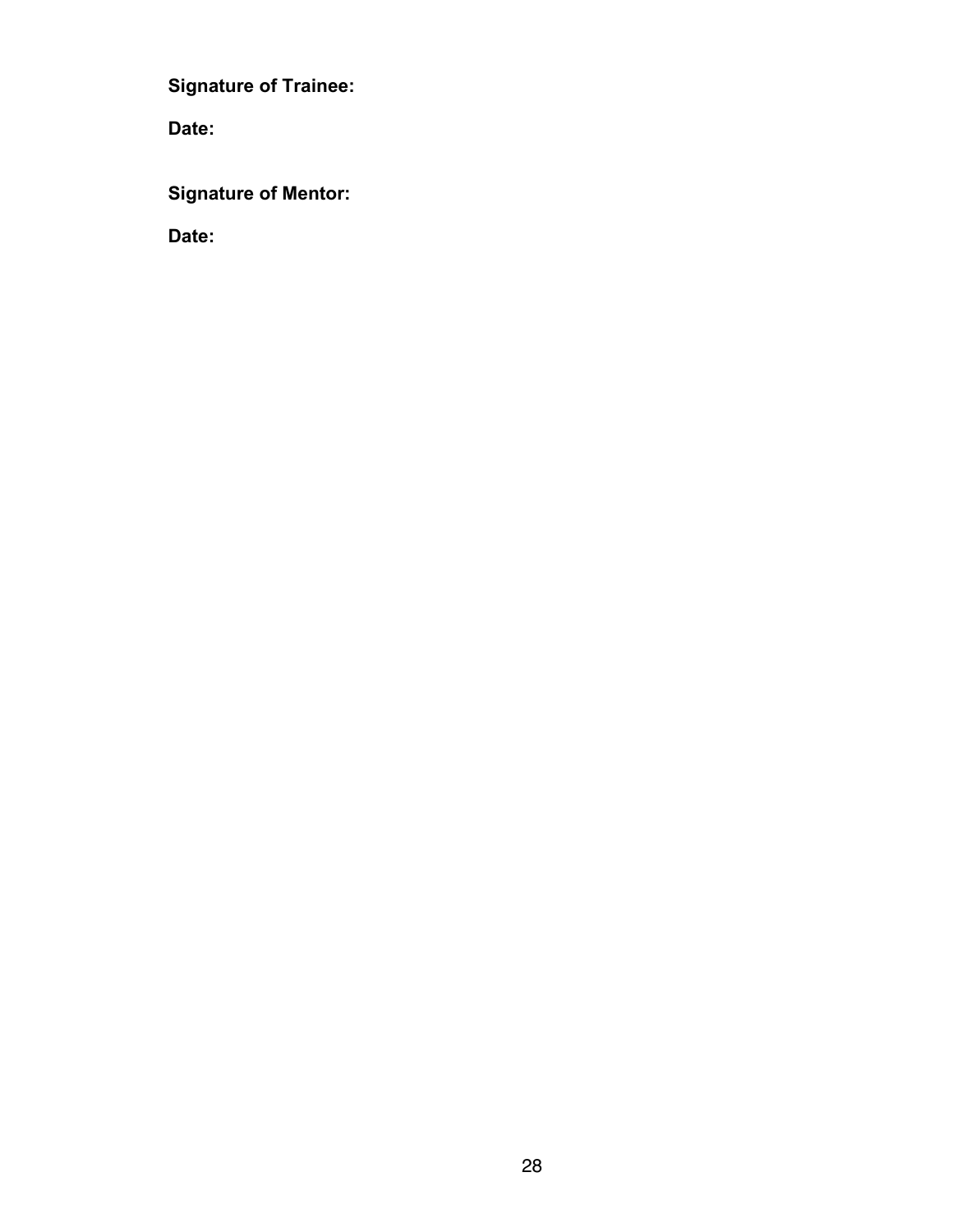**Signature of Trainee:**

**Date:**

**Signature of Mentor:**

**Date:**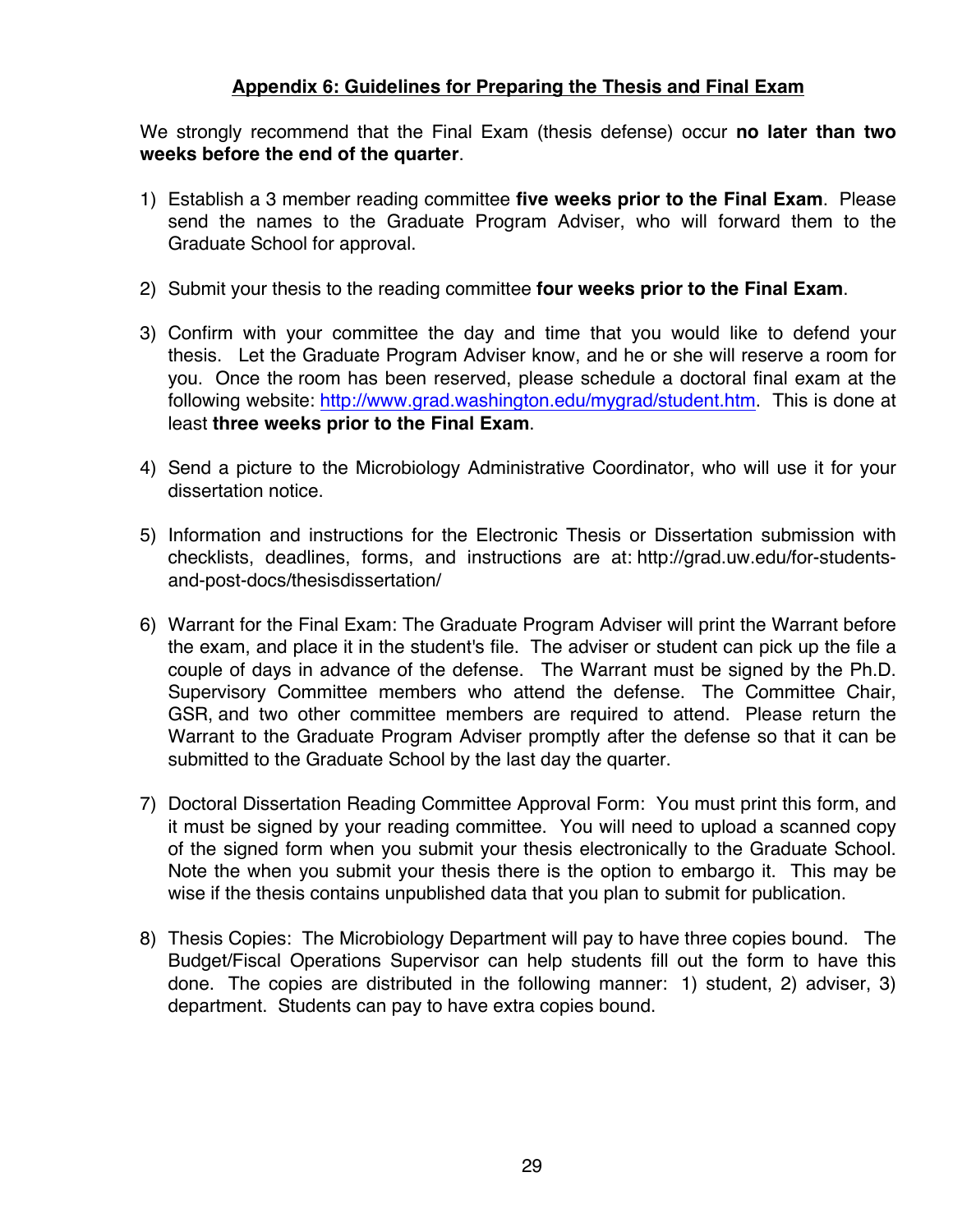## Appendix 6: Guidelines for Preparing the Thesis and Final Exam

We strongly recommend that the Final Exam (thesis defense) occur **no later than two weeks before the end of the quarter**.

1) Establish a 3 member reading committee **five weeks prior to the Final Exam**. Please send the names to the Graduate Program Adviser, who will forward them to the Graduate School for approval.

2) Submit your thesis to the reading committee **four weeks prior to the Final Exam**.

3) Confirm with your committee the day and time that you would like to defend your thesis. Let the Graduate Program Adviser know, and he or she will reserve a room for you. Once the room has been reserved, please schedule a doctoral final exam at the following website: http://www.grad.washington.edu/mygrad/student.htm. This is done at least **three weeks prior to the Final Exam**.

4) Send a picture to the Microbiology Administrative Coordinator, who will use it for your dissertation notice.

5) Information and instructions for the Electronic Thesis or Dissertation submission with checklists, deadlines, forms, and instructions are at: http://grad.uw.edu/for-students-and-post-docs/thesisdissertation/

6) Warrant for the Final Exam: The Graduate Program Adviser will print the Warrant before the exam, and place it in the student's file. The adviser or student can pick up the file a couple of days in advance of the defense. The Warrant must be signed by the Ph.D. Supervisory Committee members who attend the defense. The Committee Chair, GSR, and two other committee members are required to attend. Please return the Warrant to the Graduate Program Adviser promptly after the defense so that it can be submitted to the Graduate School by the last day the quarter.

7) Doctoral Dissertation Reading Committee Approval Form: You must print this form, and it must be signed by your reading committee. You will need to upload a scanned copy of the signed form when you submit your thesis electronically to the Graduate School. Note the when you submit your thesis there is the option to embargo it. This may be wise if the thesis contains unpublished data that you plan to submit for publication.

8) Thesis Copies: The Microbiology Department will pay to have three copies bound. The Budget/Fiscal Operations Supervisor can help students fill out the form to have this done. The copies are distributed in the following manner: 1) student, 2) adviser, 3) department. Students can pay to have extra copies bound.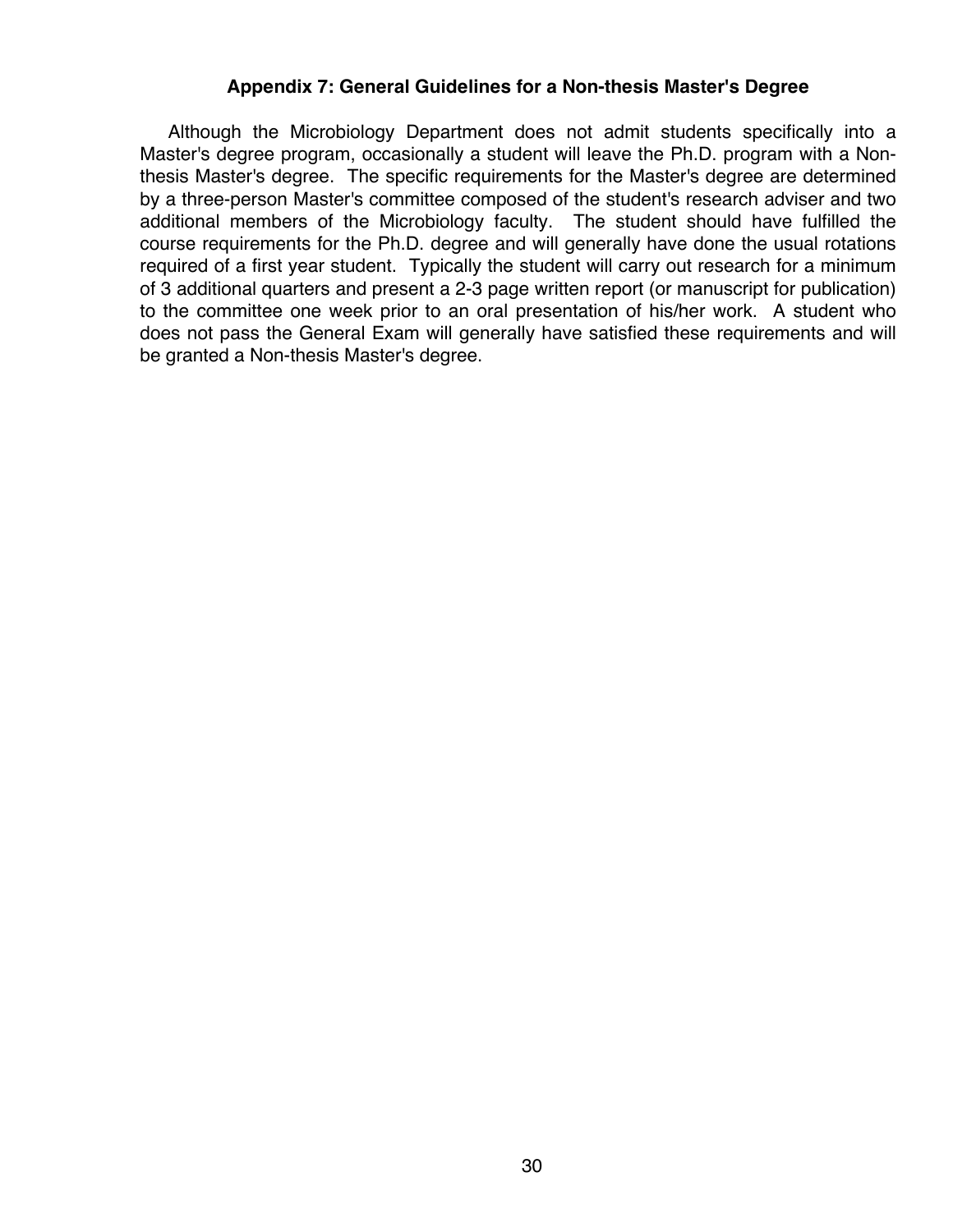### Appendix 7: General Guidelines for a Non-thesis Master's Degree

Although the Microbiology Department does not admit students specifically into a Master's degree program, occasionally a student will leave the Ph.D. program with a Non-thesis Master's degree. The specific requirements for the Master's degree are determined by a three-person Master's committee composed of the student's research adviser and two additional members of the Microbiology faculty. The student should have fulfilled the course requirements for the Ph.D. degree and will generally have done the usual rotations required of a first year student. Typically the student will carry out research for a minimum of 3 additional quarters and present a 2-3 page written report (or manuscript for publication) to the committee one week prior to an oral presentation of his/her work. A student who does not pass the General Exam will generally have satisfied these requirements and will be granted a Non-thesis Master's degree.